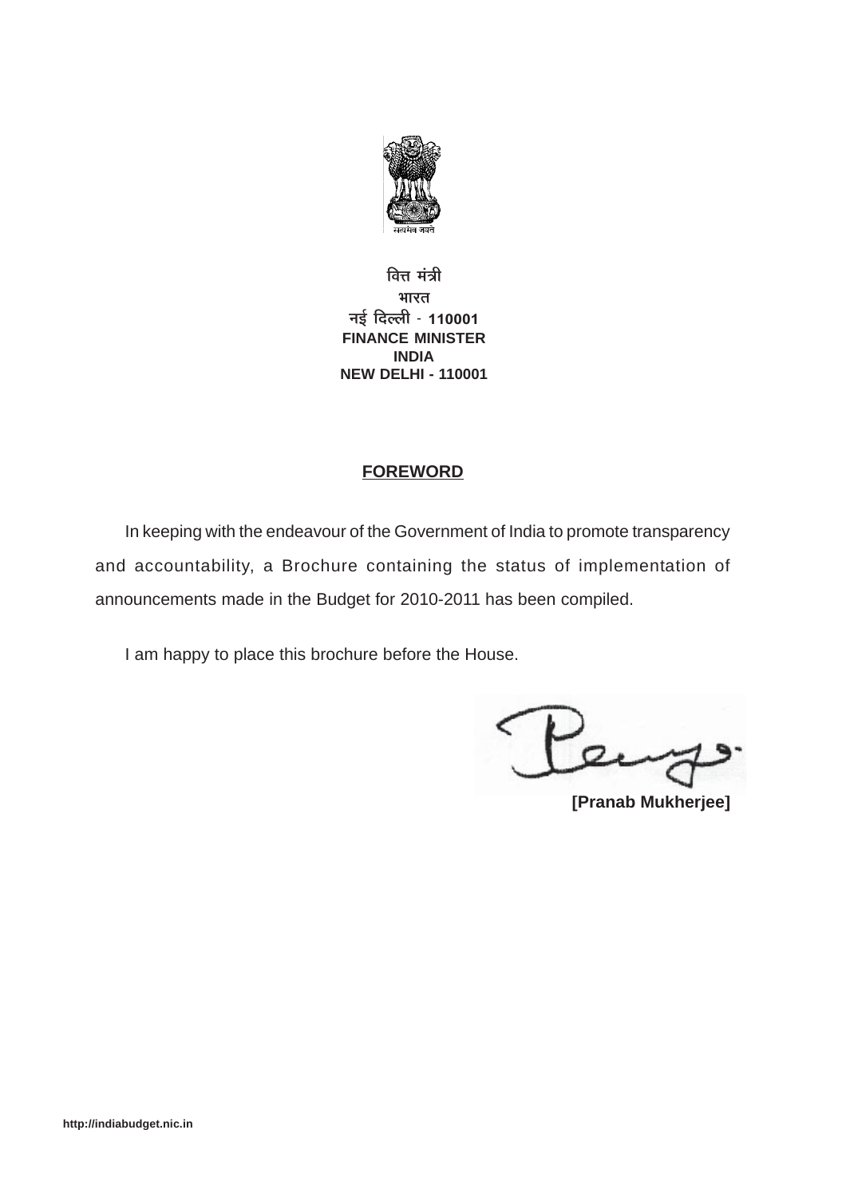वित्त मंत्री
भारत
नई दिल्ली - **110001**
**FINANCE MINISTER**
**INDIA**
**NEW DELHI - 110001**

## FOREWORD

In keeping with the endeavour of the Government of India to promote transparency and accountability, a Brochure containing the status of implementation of announcements made in the Budget for 2010-2011 has been compiled.

I am happy to place this brochure before the House.

**[Pranab Mukherjee]**

**http://indiabudget.nic.in**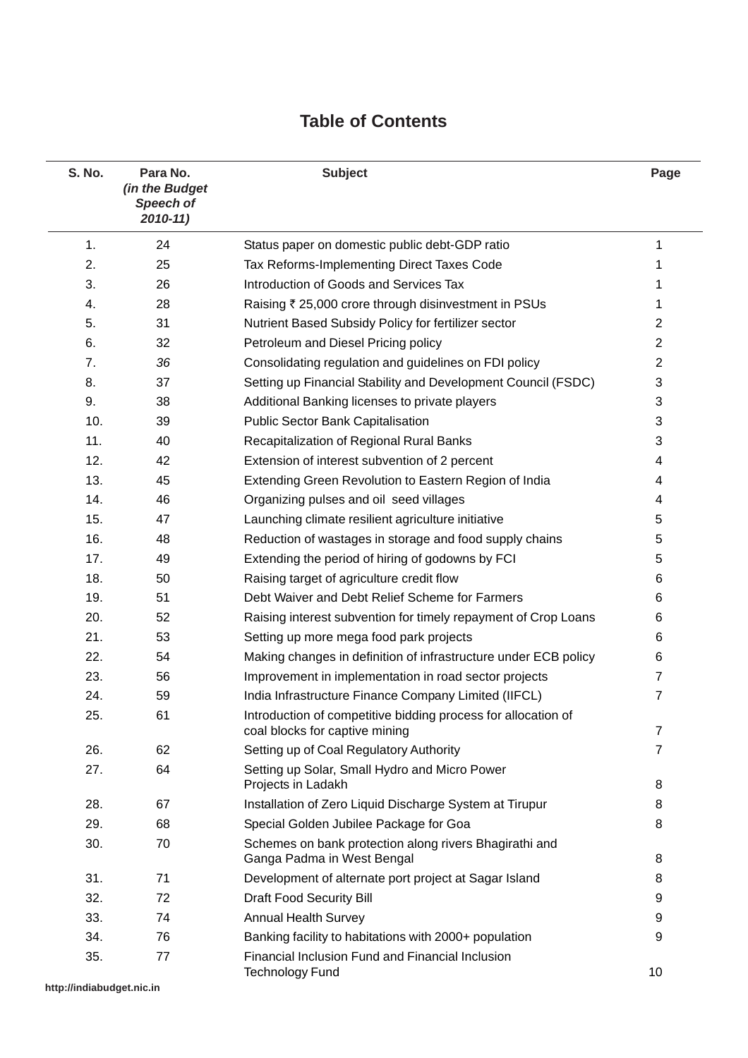# Table of Contents

| S. No. | Para No. *(in the Budget Speech of 2010-11)* | Subject | Page |
|---|---|---|---|
| 1. | 24 | Status paper on domestic public debt-GDP ratio | 1 |
| 2. | 25 | Tax Reforms-Implementing Direct Taxes Code | 1 |
| 3. | 26 | Introduction of Goods and Services Tax | 1 |
| 4. | 28 | Raising ₹ 25,000 crore through disinvestment in PSUs | 1 |
| 5. | 31 | Nutrient Based Subsidy Policy for fertilizer sector | 2 |
| 6. | 32 | Petroleum and Diesel Pricing policy | 2 |
| 7. | *36* | Consolidating regulation and guidelines on FDI policy | 2 |
| 8. | 37 | Setting up Financial Stability and Development Council (FSDC) | 3 |
| 9. | 38 | Additional Banking licenses to private players | 3 |
| 10. | 39 | Public Sector Bank Capitalisation | 3 |
| 11. | 40 | Recapitalization of Regional Rural Banks | 3 |
| 12. | 42 | Extension of interest subvention of 2 percent | 4 |
| 13. | 45 | Extending Green Revolution to Eastern Region of India | 4 |
| 14. | 46 | Organizing pulses and oil seed villages | 4 |
| 15. | 47 | Launching climate resilient agriculture initiative | 5 |
| 16. | 48 | Reduction of wastages in storage and food supply chains | 5 |
| 17. | 49 | Extending the period of hiring of godowns by FCI | 5 |
| 18. | 50 | Raising target of agriculture credit flow | 6 |
| 19. | 51 | Debt Waiver and Debt Relief Scheme for Farmers | 6 |
| 20. | 52 | Raising interest subvention for timely repayment of Crop Loans | 6 |
| 21. | 53 | Setting up more mega food park projects | 6 |
| 22. | 54 | Making changes in definition of infrastructure under ECB policy | 6 |
| 23. | 56 | Improvement in implementation in road sector projects | 7 |
| 24. | 59 | India Infrastructure Finance Company Limited (IIFCL) | 7 |
| 25. | 61 | Introduction of competitive bidding process for allocation of coal blocks for captive mining | 7 |
| 26. | 62 | Setting up of Coal Regulatory Authority | 7 |
| 27. | 64 | Setting up Solar, Small Hydro and Micro Power Projects in Ladakh | 8 |
| 28. | 67 | Installation of Zero Liquid Discharge System at Tirupur | 8 |
| 29. | 68 | Special Golden Jubilee Package for Goa | 8 |
| 30. | 70 | Schemes on bank protection along rivers Bhagirathi and Ganga Padma in West Bengal | 8 |
| 31. | 71 | Development of alternate port project at Sagar Island | 8 |
| 32. | 72 | Draft Food Security Bill | 9 |
| 33. | 74 | Annual Health Survey | 9 |
| 34. | 76 | Banking facility to habitations with 2000+ population | 9 |
| 35. | 77 | Financial Inclusion Fund and Financial Inclusion Technology Fund | 10 |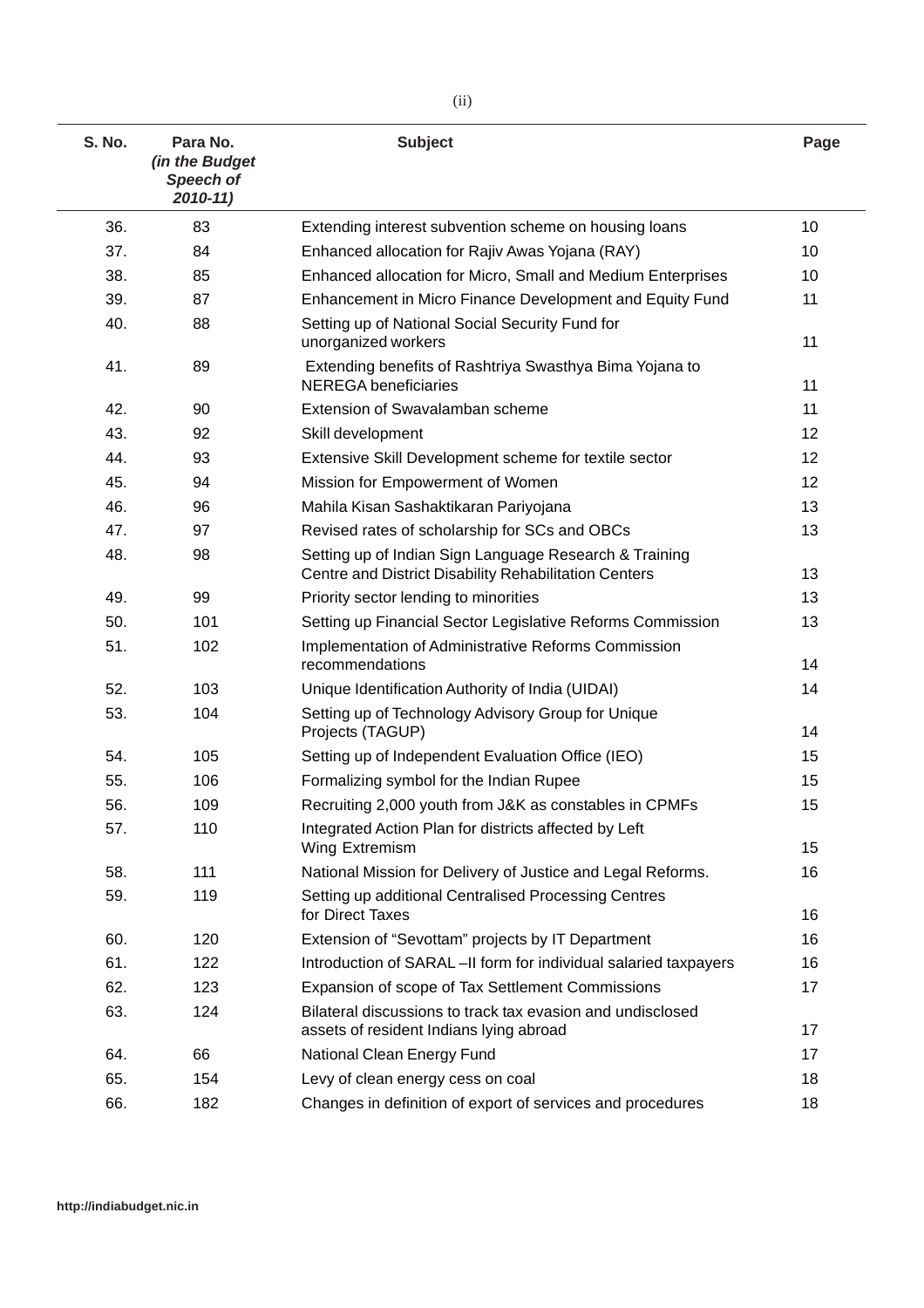| S. No. | Para No. *(in the Budget Speech of 2010-11)* | Subject | Page |
|---|---|---|---|
| 36. | 83 | Extending interest subvention scheme on housing loans | 10 |
| 37. | 84 | Enhanced allocation for Rajiv Awas Yojana (RAY) | 10 |
| 38. | 85 | Enhanced allocation for Micro, Small and Medium Enterprises | 10 |
| 39. | 87 | Enhancement in Micro Finance Development and Equity Fund | 11 |
| 40. | 88 | Setting up of National Social Security Fund for unorganized workers | 11 |
| 41. | 89 | Extending benefits of Rashtriya Swasthya Bima Yojana to NEREGA beneficiaries | 11 |
| 42. | 90 | Extension of Swavalamban scheme | 11 |
| 43. | 92 | Skill development | 12 |
| 44. | 93 | Extensive Skill Development scheme for textile sector | 12 |
| 45. | 94 | Mission for Empowerment of Women | 12 |
| 46. | 96 | Mahila Kisan Sashaktikaran Pariyojana | 13 |
| 47. | 97 | Revised rates of scholarship for SCs and OBCs | 13 |
| 48. | 98 | Setting up of Indian Sign Language Research & Training Centre and District Disability Rehabilitation Centers | 13 |
| 49. | 99 | Priority sector lending to minorities | 13 |
| 50. | 101 | Setting up Financial Sector Legislative Reforms Commission | 13 |
| 51. | 102 | Implementation of Administrative Reforms Commission recommendations | 14 |
| 52. | 103 | Unique Identification Authority of India (UIDAI) | 14 |
| 53. | 104 | Setting up of Technology Advisory Group for Unique Projects (TAGUP) | 14 |
| 54. | 105 | Setting up of Independent Evaluation Office (IEO) | 15 |
| 55. | 106 | Formalizing symbol for the Indian Rupee | 15 |
| 56. | 109 | Recruiting 2,000 youth from J&K as constables in CPMFs | 15 |
| 57. | 110 | Integrated Action Plan for districts affected by Left Wing Extremism | 15 |
| 58. | 111 | National Mission for Delivery of Justice and Legal Reforms. | 16 |
| 59. | 119 | Setting up additional Centralised Processing Centres for Direct Taxes | 16 |
| 60. | 120 | Extension of "Sevottam" projects by IT Department | 16 |
| 61. | 122 | Introduction of SARAL –II form for individual salaried taxpayers | 16 |
| 62. | 123 | Expansion of scope of Tax Settlement Commissions | 17 |
| 63. | 124 | Bilateral discussions to track tax evasion and undisclosed assets of resident Indians lying abroad | 17 |
| 64. | 66 | National Clean Energy Fund | 17 |
| 65. | 154 | Levy of clean energy cess on coal | 18 |
| 66. | 182 | Changes in definition of export of services and procedures | 18 |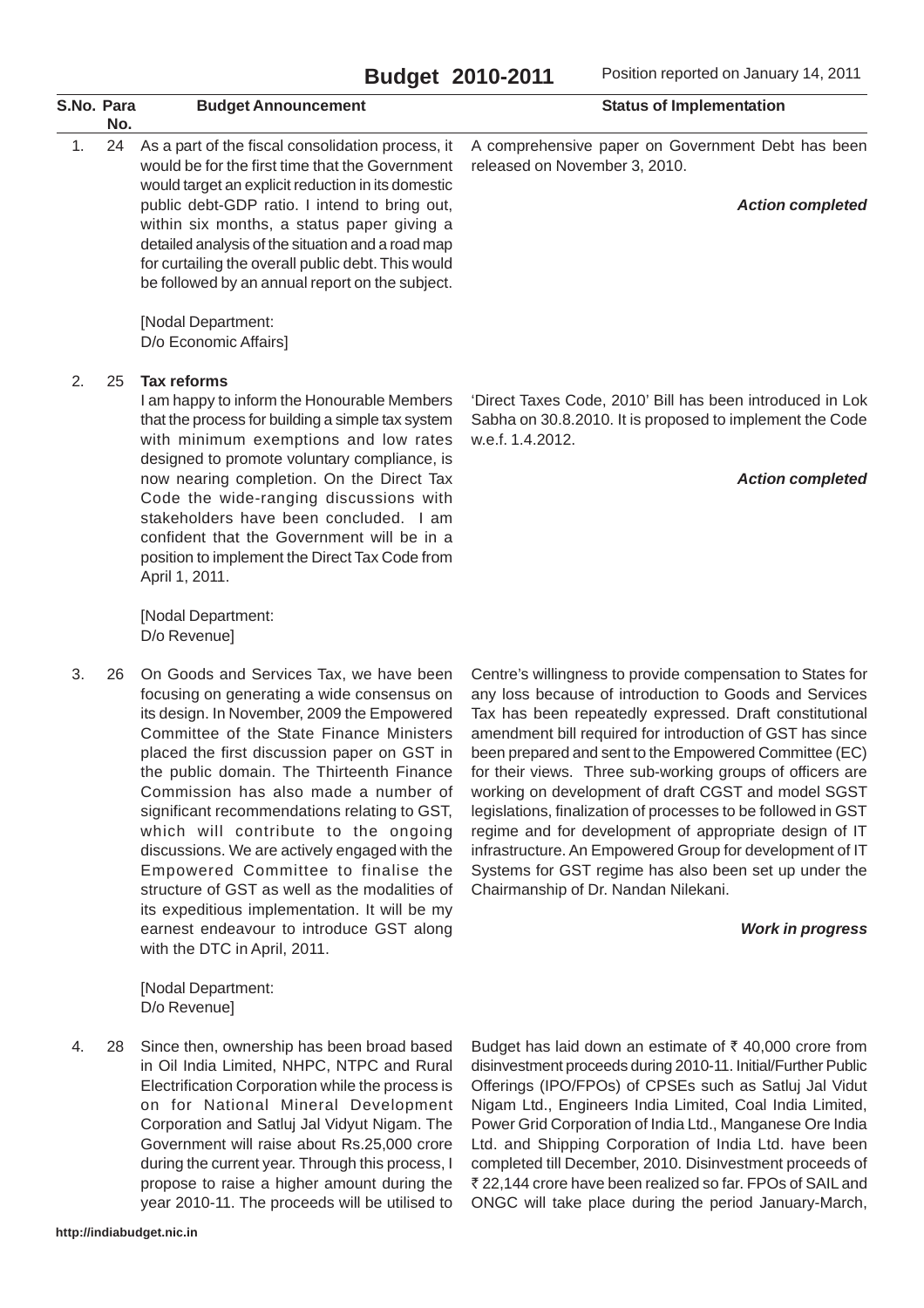# Budget 2010-2011

Position reported on January 14, 2011

| S.No. | Para No. | Budget Announcement | Status of Implementation |
|---|---|---|---|
| 1. | 24 | As a part of the fiscal consolidation process, it would be for the first time that the Government would target an explicit reduction in its domestic public debt-GDP ratio. I intend to bring out, within six months, a status paper giving a detailed analysis of the situation and a road map for curtailing the overall public debt. This would be followed by an annual report on the subject.<br><br>[Nodal Department: D/o Economic Affairs] | A comprehensive paper on Government Debt has been released on November 3, 2010.<br><br>***Action completed*** |
| 2. | 25 | **Tax reforms**<br>I am happy to inform the Honourable Members that the process for building a simple tax system with minimum exemptions and low rates designed to promote voluntary compliance, is now nearing completion. On the Direct Tax Code the wide-ranging discussions with stakeholders have been concluded. I am confident that the Government will be in a position to implement the Direct Tax Code from April 1, 2011.<br><br>[Nodal Department: D/o Revenue] | 'Direct Taxes Code, 2010' Bill has been introduced in Lok Sabha on 30.8.2010. It is proposed to implement the Code w.e.f. 1.4.2012.<br><br>***Action completed*** |
| 3. | 26 | On Goods and Services Tax, we have been focusing on generating a wide consensus on its design. In November, 2009 the Empowered Committee of the State Finance Ministers placed the first discussion paper on GST in the public domain. The Thirteenth Finance Commission has also made a number of significant recommendations relating to GST, which will contribute to the ongoing discussions. We are actively engaged with the Empowered Committee to finalise the structure of GST as well as the modalities of its expeditious implementation. It will be my earnest endeavour to introduce GST along with the DTC in April, 2011.<br><br>[Nodal Department: D/o Revenue] | Centre's willingness to provide compensation to States for any loss because of introduction to Goods and Services Tax has been repeatedly expressed. Draft constitutional amendment bill required for introduction of GST has since been prepared and sent to the Empowered Committee (EC) for their views. Three sub-working groups of officers are working on development of draft CGST and model SGST legislations, finalization of processes to be followed in GST regime and for development of appropriate design of IT infrastructure. An Empowered Group for development of IT Systems for GST regime has also been set up under the Chairmanship of Dr. Nandan Nilekani.<br><br>***Work in progress*** |
| 4. | 28 | Since then, ownership has been broad based in Oil India Limited, NHPC, NTPC and Rural Electrification Corporation while the process is on for National Mineral Development Corporation and Satluj Jal Vidyut Nigam. The Government will raise about Rs.25,000 crore during the current year. Through this process, I propose to raise a higher amount during the year 2010-11. The proceeds will be utilised to | Budget has laid down an estimate of ₹ 40,000 crore from disinvestment proceeds during 2010-11. Initial/Further Public Offerings (IPO/FPOs) of CPSEs such as Satluj Jal Vidut Nigam Ltd., Engineers India Limited, Coal India Limited, Power Grid Corporation of India Ltd., Manganese Ore India Ltd. and Shipping Corporation of India Ltd. have been completed till December, 2010. Disinvestment proceeds of ₹ 22,144 crore have been realized so far. FPOs of SAIL and ONGC will take place during the period January-March, |

http://indiabudget.nic.in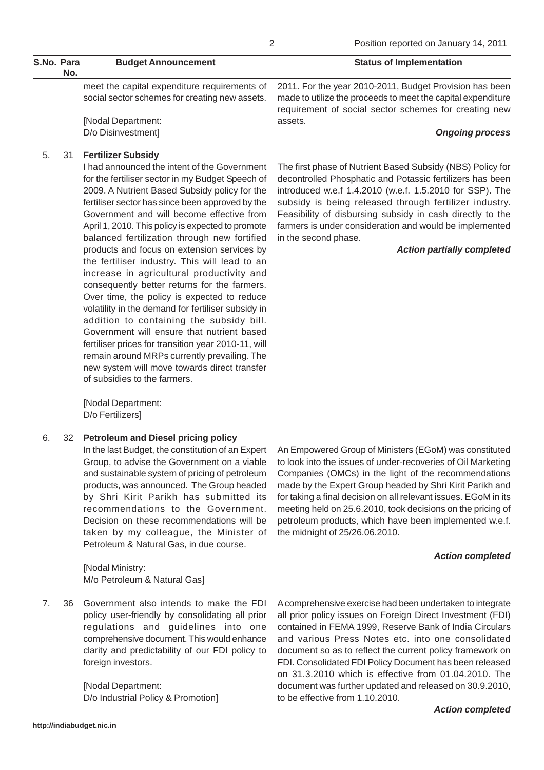| S.No. | Para No. | Budget Announcement | Status of Implementation |
|---|---|---|---|
| | | meet the capital expenditure requirements of social sector schemes for creating new assets.<br><br>[Nodal Department:<br>D/o Disinvestment] | 2011. For the year 2010-2011, Budget Provision has been made to utilize the proceeds to meet the capital expenditure requirement of social sector schemes for creating new assets.<br><br>***Ongoing process*** |
| 5. | 31 | **Fertilizer Subsidy**<br>I had announced the intent of the Government for the fertiliser sector in my Budget Speech of 2009. A Nutrient Based Subsidy policy for the fertiliser sector has since been approved by the Government and will become effective from April 1, 2010. This policy is expected to promote balanced fertilization through new fortified products and focus on extension services by the fertiliser industry. This will lead to an increase in agricultural productivity and consequently better returns for the farmers. Over time, the policy is expected to reduce volatility in the demand for fertiliser subsidy in addition to containing the subsidy bill. Government will ensure that nutrient based fertiliser prices for transition year 2010-11, will remain around MRPs currently prevailing. The new system will move towards direct transfer of subsidies to the farmers.<br><br>[Nodal Department:<br>D/o Fertilizers] | The first phase of Nutrient Based Subsidy (NBS) Policy for decontrolled Phosphatic and Potassic fertilizers has been introduced w.e.f 1.4.2010 (w.e.f. 1.5.2010 for SSP). The subsidy is being released through fertilizer industry. Feasibility of disbursing subsidy in cash directly to the farmers is under consideration and would be implemented in the second phase.<br><br>***Action partially completed*** |
| 6. | 32 | **Petroleum and Diesel pricing policy**<br>In the last Budget, the constitution of an Expert Group, to advise the Government on a viable and sustainable system of pricing of petroleum products, was announced. The Group headed by Shri Kirit Parikh has submitted its recommendations to the Government. Decision on these recommendations will be taken by my colleague, the Minister of Petroleum & Natural Gas, in due course.<br><br>[Nodal Ministry:<br>M/o Petroleum & Natural Gas] | An Empowered Group of Ministers (EGoM) was constituted to look into the issues of under-recoveries of Oil Marketing Companies (OMCs) in the light of the recommendations made by the Expert Group headed by Shri Kirit Parikh and for taking a final decision on all relevant issues. EGoM in its meeting held on 25.6.2010, took decisions on the pricing of petroleum products, which have been implemented w.e.f. the midnight of 25/26.06.2010.<br><br>***Action completed*** |
| 7. | 36 | Government also intends to make the FDI policy user-friendly by consolidating all prior regulations and guidelines into one comprehensive document. This would enhance clarity and predictability of our FDI policy to foreign investors.<br><br>[Nodal Department:<br>D/o Industrial Policy & Promotion] | A comprehensive exercise had been undertaken to integrate all prior policy issues on Foreign Direct Investment (FDI) contained in FEMA 1999, Reserve Bank of India Circulars and various Press Notes etc. into one consolidated document so as to reflect the current policy framework on FDI. Consolidated FDI Policy Document has been released on 31.3.2010 which is effective from 01.04.2010. The document was further updated and released on 30.9.2010, to be effective from 1.10.2010.<br><br>***Action completed*** |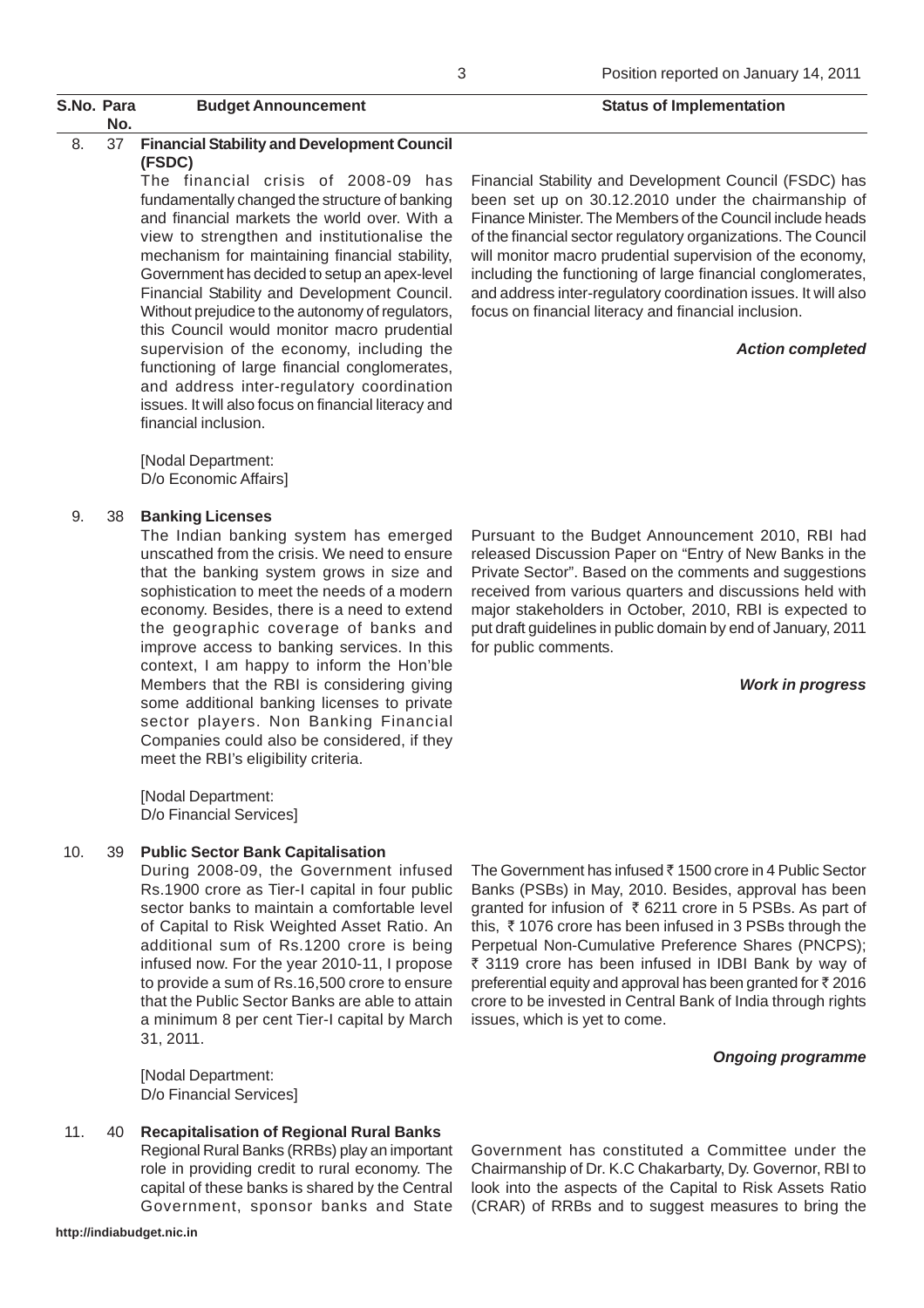| S.No. | Para No. | Budget Announcement | Status of Implementation |
|---|---|---|---|
| 8. | 37 | **Financial Stability and Development Council (FSDC)**<br>The financial crisis of 2008-09 has fundamentally changed the structure of banking and financial markets the world over. With a view to strengthen and institutionalise the mechanism for maintaining financial stability, Government has decided to setup an apex-level Financial Stability and Development Council. Without prejudice to the autonomy of regulators, this Council would monitor macro prudential supervision of the economy, including the functioning of large financial conglomerates, and address inter-regulatory coordination issues. It will also focus on financial literacy and financial inclusion.<br><br>[Nodal Department: D/o Economic Affairs] | Financial Stability and Development Council (FSDC) has been set up on 30.12.2010 under the chairmanship of Finance Minister. The Members of the Council include heads of the financial sector regulatory organizations. The Council will monitor macro prudential supervision of the economy, including the functioning of large financial conglomerates, and address inter-regulatory coordination issues. It will also focus on financial literacy and financial inclusion.<br><br>***Action completed*** |
| 9. | 38 | **Banking Licenses**<br>The Indian banking system has emerged unscathed from the crisis. We need to ensure that the banking system grows in size and sophistication to meet the needs of a modern economy. Besides, there is a need to extend the geographic coverage of banks and improve access to banking services. In this context, I am happy to inform the Hon'ble Members that the RBI is considering giving some additional banking licenses to private sector players. Non Banking Financial Companies could also be considered, if they meet the RBI's eligibility criteria.<br><br>[Nodal Department: D/o Financial Services] | Pursuant to the Budget Announcement 2010, RBI had released Discussion Paper on "Entry of New Banks in the Private Sector". Based on the comments and suggestions received from various quarters and discussions held with major stakeholders in October, 2010, RBI is expected to put draft guidelines in public domain by end of January, 2011 for public comments.<br><br>***Work in progress*** |
| 10. | 39 | **Public Sector Bank Capitalisation**<br>During 2008-09, the Government infused Rs.1900 crore as Tier-I capital in four public sector banks to maintain a comfortable level of Capital to Risk Weighted Asset Ratio. An additional sum of Rs.1200 crore is being infused now. For the year 2010-11, I propose to provide a sum of Rs.16,500 crore to ensure that the Public Sector Banks are able to attain a minimum 8 per cent Tier-I capital by March 31, 2011.<br><br>[Nodal Department: D/o Financial Services] | The Government has infused ₹ 1500 crore in 4 Public Sector Banks (PSBs) in May, 2010. Besides, approval has been granted for infusion of ₹ 6211 crore in 5 PSBs. As part of this, ₹ 1076 crore has been infused in 3 PSBs through the Perpetual Non-Cumulative Preference Shares (PNCPS); ₹ 3119 crore has been infused in IDBI Bank by way of preferential equity and approval has been granted for ₹ 2016 crore to be invested in Central Bank of India through rights issues, which is yet to come.<br><br>***Ongoing programme*** |
| 11. | 40 | **Recapitalisation of Regional Rural Banks**<br>Regional Rural Banks (RRBs) play an important role in providing credit to rural economy. The capital of these banks is shared by the Central Government, sponsor banks and State | Government has constituted a Committee under the Chairmanship of Dr. K.C Chakarbarty, Dy. Governor, RBI to look into the aspects of the Capital to Risk Assets Ratio (CRAR) of RRBs and to suggest measures to bring the |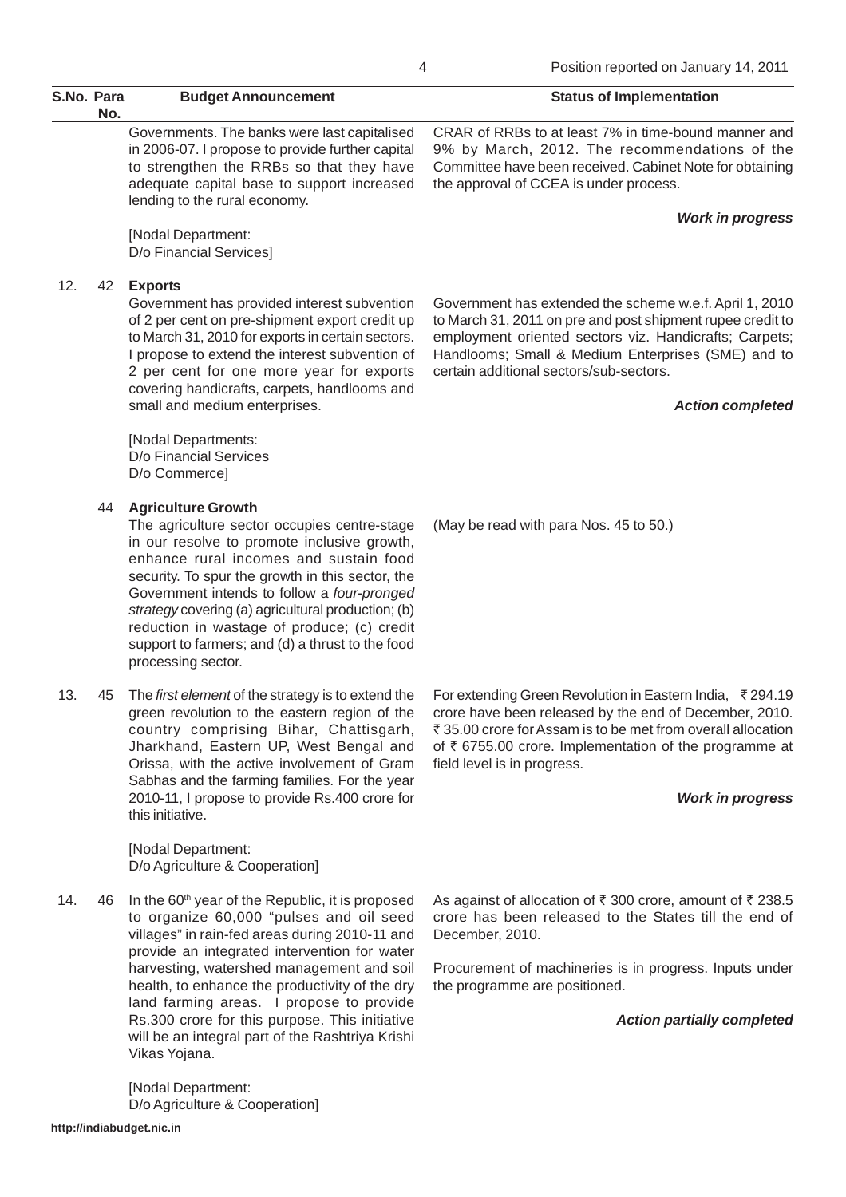| S.No. | Para No. | Budget Announcement | Status of Implementation |
|---|---|---|---|
| | | Governments. The banks were last capitalised in 2006-07. I propose to provide further capital to strengthen the RRBs so that they have adequate capital base to support increased lending to the rural economy.<br><br>[Nodal Department:<br>D/o Financial Services] | CRAR of RRBs to at least 7% in time-bound manner and 9% by March, 2012. The recommendations of the Committee have been received. Cabinet Note for obtaining the approval of CCEA is under process.<br><br>***Work in progress*** |
| 12. | 42 | **Exports**<br>Government has provided interest subvention of 2 per cent on pre-shipment export credit up to March 31, 2010 for exports in certain sectors. I propose to extend the interest subvention of 2 per cent for one more year for exports covering handicrafts, carpets, handlooms and small and medium enterprises.<br><br>[Nodal Departments:<br>D/o Financial Services<br>D/o Commerce] | Government has extended the scheme w.e.f. April 1, 2010 to March 31, 2011 on pre and post shipment rupee credit to employment oriented sectors viz. Handicrafts; Carpets; Handlooms; Small & Medium Enterprises (SME) and to certain additional sectors/sub-sectors.<br><br>***Action completed*** |
| | 44 | **Agriculture Growth**<br>The agriculture sector occupies centre-stage in our resolve to promote inclusive growth, enhance rural incomes and sustain food security. To spur the growth in this sector, the Government intends to follow a *four-pronged strategy* covering (a) agricultural production; (b) reduction in wastage of produce; (c) credit support to farmers; and (d) a thrust to the food processing sector. | (May be read with para Nos. 45 to 50.) |
| 13. | 45 | The *first element* of the strategy is to extend the green revolution to the eastern region of the country comprising Bihar, Chattisgarh, Jharkhand, Eastern UP, West Bengal and Orissa, with the active involvement of Gram Sabhas and the farming families. For the year 2010-11, I propose to provide Rs.400 crore for this initiative.<br><br>[Nodal Department:<br>D/o Agriculture & Cooperation] | For extending Green Revolution in Eastern India, ₹ 294.19 crore have been released by the end of December, 2010. ₹ 35.00 crore for Assam is to be met from overall allocation of ₹ 6755.00 crore. Implementation of the programme at field level is in progress.<br><br>***Work in progress*** |
| 14. | 46 | In the 60th year of the Republic, it is proposed to organize 60,000 "pulses and oil seed villages" in rain-fed areas during 2010-11 and provide an integrated intervention for water harvesting, watershed management and soil health, to enhance the productivity of the dry land farming areas. I propose to provide Rs.300 crore for this purpose. This initiative will be an integral part of the Rashtriya Krishi Vikas Yojana.<br><br>[Nodal Department:<br>D/o Agriculture & Cooperation] | As against of allocation of ₹ 300 crore, amount of ₹ 238.5 crore has been released to the States till the end of December, 2010.<br><br>Procurement of machineries is in progress. Inputs under the programme are positioned.<br><br>***Action partially completed*** |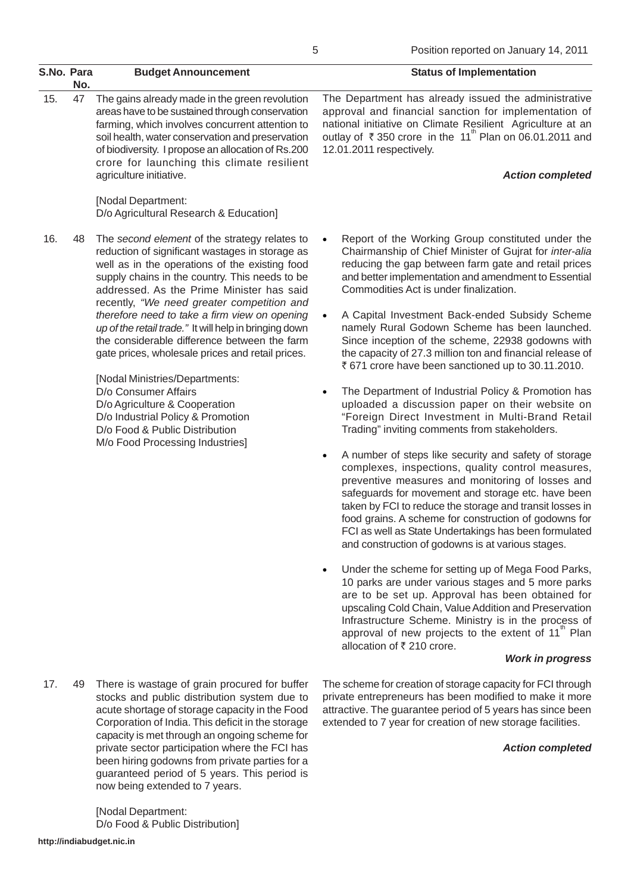Position reported on January 14, 2011

| S.No. | Para No. | Budget Announcement | Status of Implementation |
|---|---|---|---|
| 15. | 47 | The gains already made in the green revolution areas have to be sustained through conservation farming, which involves concurrent attention to soil health, water conservation and preservation of biodiversity. I propose an allocation of Rs.200 crore for launching this climate resilient agriculture initiative.<br><br>[Nodal Department:<br>D/o Agricultural Research & Education] | The Department has already issued the administrative approval and financial sanction for implementation of national initiative on Climate Resilient Agriculture at an outlay of ₹ 350 crore in the 11th Plan on 06.01.2011 and 12.01.2011 respectively.<br><br>***Action completed*** |
| 16. | 48 | The *second element* of the strategy relates to reduction of significant wastages in storage as well as in the operations of the existing food supply chains in the country. This needs to be addressed. As the Prime Minister has said recently, *"We need greater competition and therefore need to take a firm view on opening up of the retail trade."* It will help in bringing down the considerable difference between the farm gate prices, wholesale prices and retail prices.<br><br>[Nodal Ministries/Departments:<br>D/o Consumer Affairs<br>D/o Agriculture & Cooperation<br>D/o Industrial Policy & Promotion<br>D/o Food & Public Distribution<br>M/o Food Processing Industries] | • Report of the Working Group constituted under the Chairmanship of Chief Minister of Gujrat for *inter-alia* reducing the gap between farm gate and retail prices and better implementation and amendment to Essential Commodities Act is under finalization.<br><br>• A Capital Investment Back-ended Subsidy Scheme namely Rural Godown Scheme has been launched. Since inception of the scheme, 22938 godowns with the capacity of 27.3 million ton and financial release of ₹ 671 crore have been sanctioned up to 30.11.2010.<br><br>• The Department of Industrial Policy & Promotion has uploaded a discussion paper on their website on "Foreign Direct Investment in Multi-Brand Retail Trading" inviting comments from stakeholders.<br><br>• A number of steps like security and safety of storage complexes, inspections, quality control measures, preventive measures and monitoring of losses and safeguards for movement and storage etc. have been taken by FCI to reduce the storage and transit losses in food grains. A scheme for construction of godowns for FCI as well as State Undertakings has been formulated and construction of godowns is at various stages.<br><br>• Under the scheme for setting up of Mega Food Parks, 10 parks are under various stages and 5 more parks are to be set up. Approval has been obtained for upscaling Cold Chain, Value Addition and Preservation Infrastructure Scheme. Ministry is in the process of approval of new projects to the extent of 11th Plan allocation of ₹ 210 crore.<br><br>***Work in progress*** |
| 17. | 49 | There is wastage of grain procured for buffer stocks and public distribution system due to acute shortage of storage capacity in the Food Corporation of India. This deficit in the storage capacity is met through an ongoing scheme for private sector participation where the FCI has been hiring godowns from private parties for a guaranteed period of 5 years. This period is now being extended to 7 years.<br><br>[Nodal Department:<br>D/o Food & Public Distribution] | The scheme for creation of storage capacity for FCI through private entrepreneurs has been modified to make it more attractive. The guarantee period of 5 years has since been extended to 7 year for creation of new storage facilities.<br><br>***Action completed*** |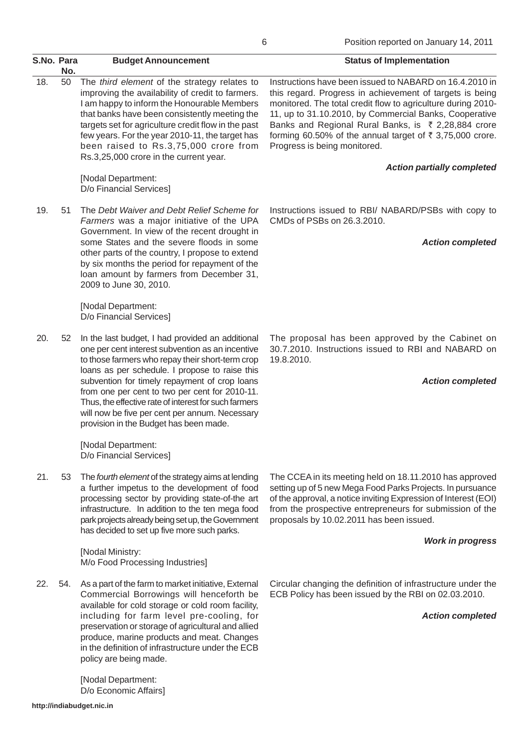| S.No. | Para No. | Budget Announcement | Status of Implementation |
|---|---|---|---|
| 18. | 50 | The *third element* of the strategy relates to improving the availability of credit to farmers. I am happy to inform the Honourable Members that banks have been consistently meeting the targets set for agriculture credit flow in the past few years. For the year 2010-11, the target has been raised to Rs.3,75,000 crore from Rs.3,25,000 crore in the current year.<br><br>[Nodal Department: D/o Financial Services] | Instructions have been issued to NABARD on 16.4.2010 in this regard. Progress in achievement of targets is being monitored. The total credit flow to agriculture during 2010-11, up to 31.10.2010, by Commercial Banks, Cooperative Banks and Regional Rural Banks, is ₹ 2,28,884 crore forming 60.50% of the annual target of ₹ 3,75,000 crore. Progress is being monitored.<br><br>***Action partially completed*** |
| 19. | 51 | The *Debt Waiver and Debt Relief Scheme for Farmers* was a major initiative of the UPA Government. In view of the recent drought in some States and the severe floods in some other parts of the country, I propose to extend by six months the period for repayment of the loan amount by farmers from December 31, 2009 to June 30, 2010.<br><br>[Nodal Department: D/o Financial Services] | Instructions issued to RBI/ NABARD/PSBs with copy to CMDs of PSBs on 26.3.2010.<br><br>***Action completed*** |
| 20. | 52 | In the last budget, I had provided an additional one per cent interest subvention as an incentive to those farmers who repay their short-term crop loans as per schedule. I propose to raise this subvention for timely repayment of crop loans from one per cent to two per cent for 2010-11. Thus, the effective rate of interest for such farmers will now be five per cent per annum. Necessary provision in the Budget has been made.<br><br>[Nodal Department: D/o Financial Services] | The proposal has been approved by the Cabinet on 30.7.2010. Instructions issued to RBI and NABARD on 19.8.2010.<br><br>***Action completed*** |
| 21. | 53 | The *fourth element* of the strategy aims at lending a further impetus to the development of food processing sector by providing state-of-the art infrastructure. In addition to the ten mega food park projects already being set up, the Government has decided to set up five more such parks.<br><br>[Nodal Ministry: M/o Food Processing Industries] | The CCEA in its meeting held on 18.11.2010 has approved setting up of 5 new Mega Food Parks Projects. In pursuance of the approval, a notice inviting Expression of Interest (EOI) from the prospective entrepreneurs for submission of the proposals by 10.02.2011 has been issued.<br><br>***Work in progress*** |
| 22. | 54. | As a part of the farm to market initiative, External Commercial Borrowings will henceforth be available for cold storage or cold room facility, including for farm level pre-cooling, for preservation or storage of agricultural and allied produce, marine products and meat. Changes in the definition of infrastructure under the ECB policy are being made.<br><br>[Nodal Department: D/o Economic Affairs] | Circular changing the definition of infrastructure under the ECB Policy has been issued by the RBI on 02.03.2010.<br><br>***Action completed*** |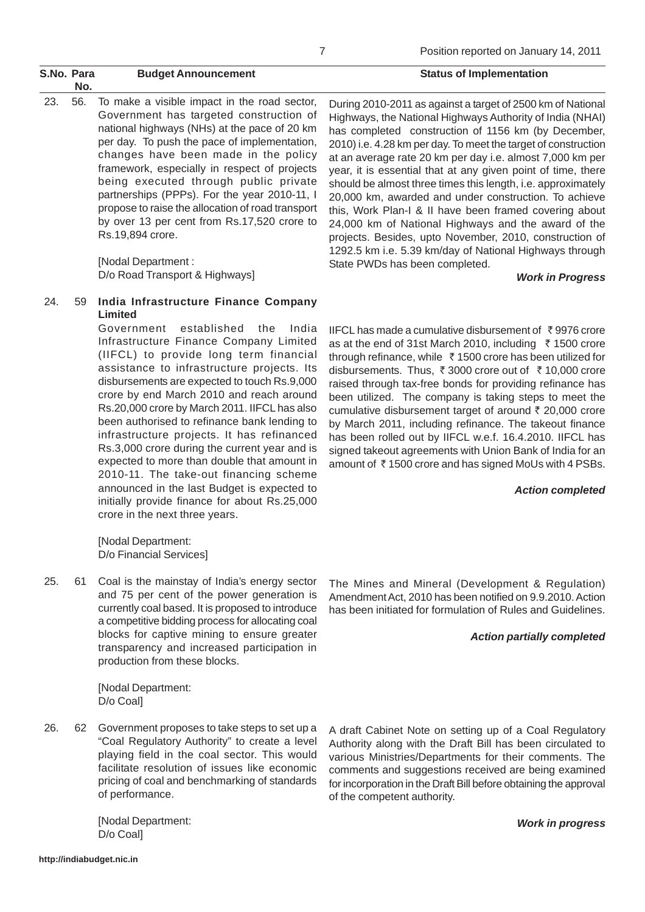| S.No. | Para No. | Budget Announcement | Status of Implementation |
|---|---|---|---|
| 23. | 56. | To make a visible impact in the road sector, Government has targeted construction of national highways (NHs) at the pace of 20 km per day. To push the pace of implementation, changes have been made in the policy framework, especially in respect of projects being executed through public private partnerships (PPPs). For the year 2010-11, I propose to raise the allocation of road transport by over 13 per cent from Rs.17,520 crore to Rs.19,894 crore.<br><br>[Nodal Department : D/o Road Transport & Highways] | During 2010-2011 as against a target of 2500 km of National Highways, the National Highways Authority of India (NHAI) has completed construction of 1156 km (by December, 2010) i.e. 4.28 km per day. To meet the target of construction at an average rate 20 km per day i.e. almost 7,000 km per year, it is essential that at any given point of time, there should be almost three times this length, i.e. approximately 20,000 km, awarded and under construction. To achieve this, Work Plan-I & II have been framed covering about 24,000 km of National Highways and the award of the projects. Besides, upto November, 2010, construction of 1292.5 km i.e. 5.39 km/day of National Highways through State PWDs has been completed.<br><br>***Work in Progress*** |
| 24. | 59 | **India Infrastructure Finance Company Limited**<br>Government established the India Infrastructure Finance Company Limited (IIFCL) to provide long term financial assistance to infrastructure projects. Its disbursements are expected to touch Rs.9,000 crore by end March 2010 and reach around Rs.20,000 crore by March 2011. IIFCL has also been authorised to refinance bank lending to infrastructure projects. It has refinanced Rs.3,000 crore during the current year and is expected to more than double that amount in 2010-11. The take-out financing scheme announced in the last Budget is expected to initially provide finance for about Rs.25,000 crore in the next three years.<br><br>[Nodal Department: D/o Financial Services] | IIFCL has made a cumulative disbursement of ₹ 9976 crore as at the end of 31st March 2010, including ₹ 1500 crore through refinance, while ₹ 1500 crore has been utilized for disbursements. Thus, ₹ 3000 crore out of ₹ 10,000 crore raised through tax-free bonds for providing refinance has been utilized. The company is taking steps to meet the cumulative disbursement target of around ₹ 20,000 crore by March 2011, including refinance. The takeout finance has been rolled out by IIFCL w.e.f. 16.4.2010. IIFCL has signed takeout agreements with Union Bank of India for an amount of ₹ 1500 crore and has signed MoUs with 4 PSBs.<br><br>***Action completed*** |
| 25. | 61 | Coal is the mainstay of India's energy sector and 75 per cent of the power generation is currently coal based. It is proposed to introduce a competitive bidding process for allocating coal blocks for captive mining to ensure greater transparency and increased participation in production from these blocks.<br><br>[Nodal Department: D/o Coal] | The Mines and Mineral (Development & Regulation) Amendment Act, 2010 has been notified on 9.9.2010. Action has been initiated for formulation of Rules and Guidelines.<br><br>***Action partially completed*** |
| 26. | 62 | Government proposes to take steps to set up a "Coal Regulatory Authority" to create a level playing field in the coal sector. This would facilitate resolution of issues like economic pricing of coal and benchmarking of standards of performance.<br><br>[Nodal Department: D/o Coal] | A draft Cabinet Note on setting up of a Coal Regulatory Authority along with the Draft Bill has been circulated to various Ministries/Departments for their comments. The comments and suggestions received are being examined for incorporation in the Draft Bill before obtaining the approval of the competent authority.<br><br>***Work in progress*** |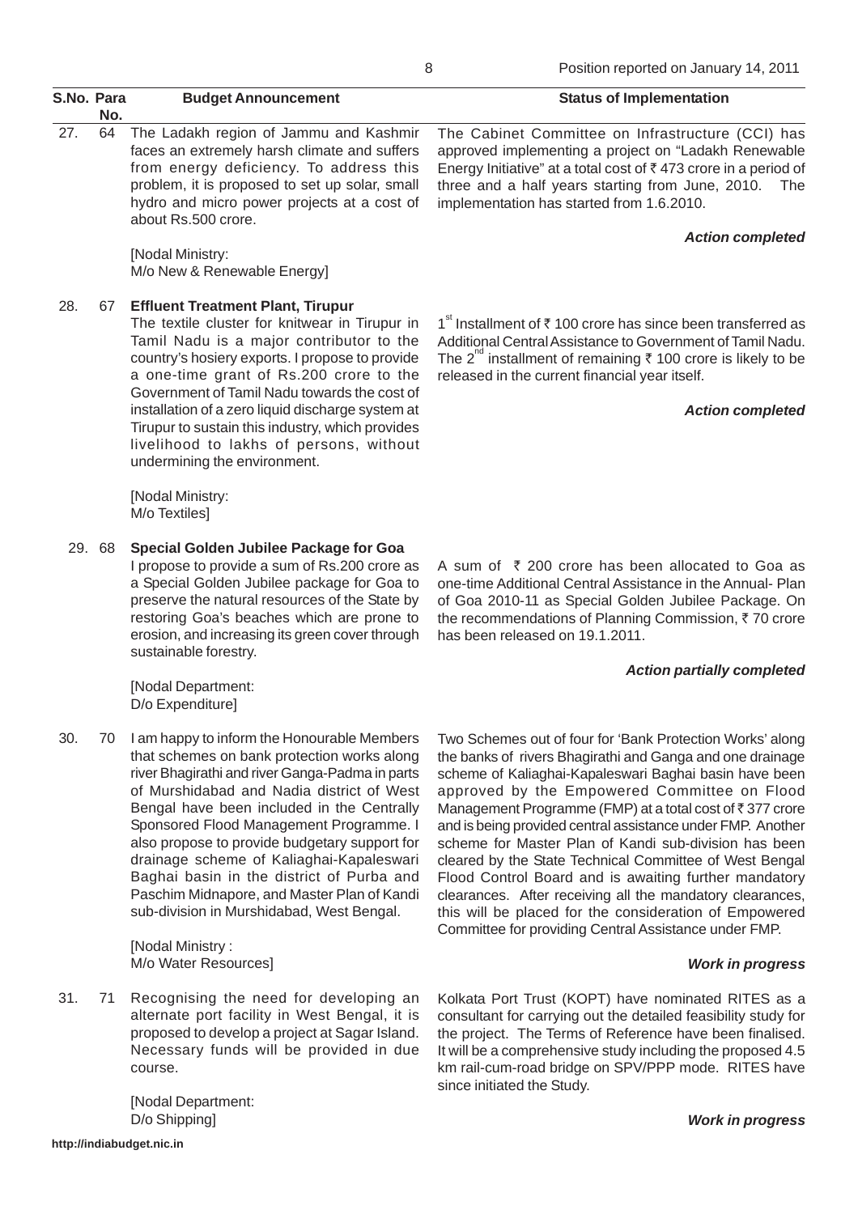Position reported on January 14, 2011

| S.No. | Para No. | Budget Announcement | Status of Implementation |
|---|---|---|---|
| 27. | 64 | The Ladakh region of Jammu and Kashmir faces an extremely harsh climate and suffers from energy deficiency. To address this problem, it is proposed to set up solar, small hydro and micro power projects at a cost of about Rs.500 crore.<br><br>[Nodal Ministry: M/o New & Renewable Energy] | The Cabinet Committee on Infrastructure (CCI) has approved implementing a project on "Ladakh Renewable Energy Initiative" at a total cost of ₹ 473 crore in a period of three and a half years starting from June, 2010. The implementation has started from 1.6.2010.<br><br>***Action completed*** |
| 28. | 67 | **Effluent Treatment Plant, Tirupur**<br>The textile cluster for knitwear in Tirupur in Tamil Nadu is a major contributor to the country's hosiery exports. I propose to provide a one-time grant of Rs.200 crore to the Government of Tamil Nadu towards the cost of installation of a zero liquid discharge system at Tirupur to sustain this industry, which provides livelihood to lakhs of persons, without undermining the environment.<br><br>[Nodal Ministry: M/o Textiles] | 1st Installment of ₹ 100 crore has since been transferred as Additional Central Assistance to Government of Tamil Nadu. The 2nd installment of remaining ₹ 100 crore is likely to be released in the current financial year itself.<br><br>***Action completed*** |
| 29. | 68 | **Special Golden Jubilee Package for Goa**<br>I propose to provide a sum of Rs.200 crore as a Special Golden Jubilee package for Goa to preserve the natural resources of the State by restoring Goa's beaches which are prone to erosion, and increasing its green cover through sustainable forestry.<br><br>[Nodal Department: D/o Expenditure] | A sum of ₹ 200 crore has been allocated to Goa as one-time Additional Central Assistance in the Annual- Plan of Goa 2010-11 as Special Golden Jubilee Package. On the recommendations of Planning Commission, ₹ 70 crore has been released on 19.1.2011.<br><br>***Action partially completed*** |
| 30. | 70 | I am happy to inform the Honourable Members that schemes on bank protection works along river Bhagirathi and river Ganga-Padma in parts of Murshidabad and Nadia district of West Bengal have been included in the Centrally Sponsored Flood Management Programme. I also propose to provide budgetary support for drainage scheme of Kaliaghai-Kapaleswari Baghai basin in the district of Purba and Paschim Midnapore, and Master Plan of Kandi sub-division in Murshidabad, West Bengal.<br><br>[Nodal Ministry : M/o Water Resources] | Two Schemes out of four for 'Bank Protection Works' along the banks of rivers Bhagirathi and Ganga and one drainage scheme of Kaliaghai-Kapaleswari Baghai basin have been approved by the Empowered Committee on Flood Management Programme (FMP) at a total cost of ₹ 377 crore and is being provided central assistance under FMP. Another scheme for Master Plan of Kandi sub-division has been cleared by the State Technical Committee of West Bengal Flood Control Board and is awaiting further mandatory clearances. After receiving all the mandatory clearances, this will be placed for the consideration of Empowered Committee for providing Central Assistance under FMP.<br><br>***Work in progress*** |
| 31. | 71 | Recognising the need for developing an alternate port facility in West Bengal, it is proposed to develop a project at Sagar Island. Necessary funds will be provided in due course.<br><br>[Nodal Department: D/o Shipping] | Kolkata Port Trust (KOPT) have nominated RITES as a consultant for carrying out the detailed feasibility study for the project. The Terms of Reference have been finalised. It will be a comprehensive study including the proposed 4.5 km rail-cum-road bridge on SPV/PPP mode. RITES have since initiated the Study.<br><br>***Work in progress*** |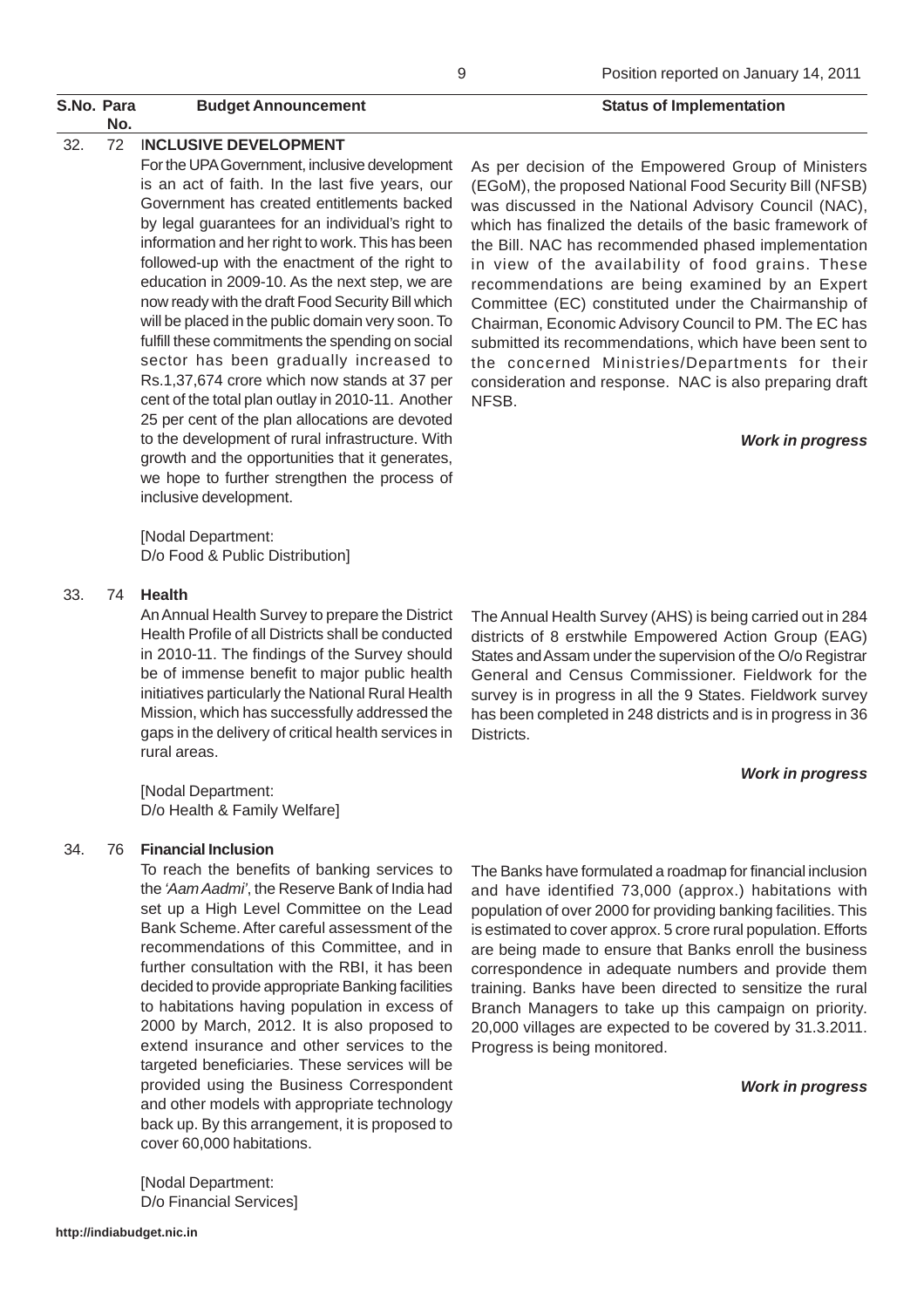| S.No. | Para No. | Budget Announcement | Status of Implementation |
|---|---|---|---|
| 32. | 72 | **INCLUSIVE DEVELOPMENT**<br><br>For the UPA Government, inclusive development is an act of faith. In the last five years, our Government has created entitlements backed by legal guarantees for an individual's right to information and her right to work. This has been followed-up with the enactment of the right to education in 2009-10. As the next step, we are now ready with the draft Food Security Bill which will be placed in the public domain very soon. To fulfill these commitments the spending on social sector has been gradually increased to Rs.1,37,674 crore which now stands at 37 per cent of the total plan outlay in 2010-11. Another 25 per cent of the plan allocations are devoted to the development of rural infrastructure. With growth and the opportunities that it generates, we hope to further strengthen the process of inclusive development.<br><br>[Nodal Department: D/o Food & Public Distribution] | As per decision of the Empowered Group of Ministers (EGoM), the proposed National Food Security Bill (NFSB) was discussed in the National Advisory Council (NAC), which has finalized the details of the basic framework of the Bill. NAC has recommended phased implementation in view of the availability of food grains. These recommendations are being examined by an Expert Committee (EC) constituted under the Chairmanship of Chairman, Economic Advisory Council to PM. The EC has submitted its recommendations, which have been sent to the concerned Ministries/Departments for their consideration and response. NAC is also preparing draft NFSB.<br><br>***Work in progress*** |
| 33. | 74 | **Health**<br><br>An Annual Health Survey to prepare the District Health Profile of all Districts shall be conducted in 2010-11. The findings of the Survey should be of immense benefit to major public health initiatives particularly the National Rural Health Mission, which has successfully addressed the gaps in the delivery of critical health services in rural areas.<br><br>[Nodal Department: D/o Health & Family Welfare] | The Annual Health Survey (AHS) is being carried out in 284 districts of 8 erstwhile Empowered Action Group (EAG) States and Assam under the supervision of the O/o Registrar General and Census Commissioner. Fieldwork for the survey is in progress in all the 9 States. Fieldwork survey has been completed in 248 districts and is in progress in 36 Districts.<br><br>***Work in progress*** |
| 34. | 76 | **Financial Inclusion**<br><br>To reach the benefits of banking services to the *'Aam Aadmi'*, the Reserve Bank of India had set up a High Level Committee on the Lead Bank Scheme. After careful assessment of the recommendations of this Committee, and in further consultation with the RBI, it has been decided to provide appropriate Banking facilities to habitations having population in excess of 2000 by March, 2012. It is also proposed to extend insurance and other services to the targeted beneficiaries. These services will be provided using the Business Correspondent and other models with appropriate technology back up. By this arrangement, it is proposed to cover 60,000 habitations.<br><br>[Nodal Department: D/o Financial Services] | The Banks have formulated a roadmap for financial inclusion and have identified 73,000 (approx.) habitations with population of over 2000 for providing banking facilities. This is estimated to cover approx. 5 crore rural population. Efforts are being made to ensure that Banks enroll the business correspondence in adequate numbers and provide them training. Banks have been directed to sensitize the rural Branch Managers to take up this campaign on priority. 20,000 villages are expected to be covered by 31.3.2011. Progress is being monitored.<br><br>***Work in progress*** |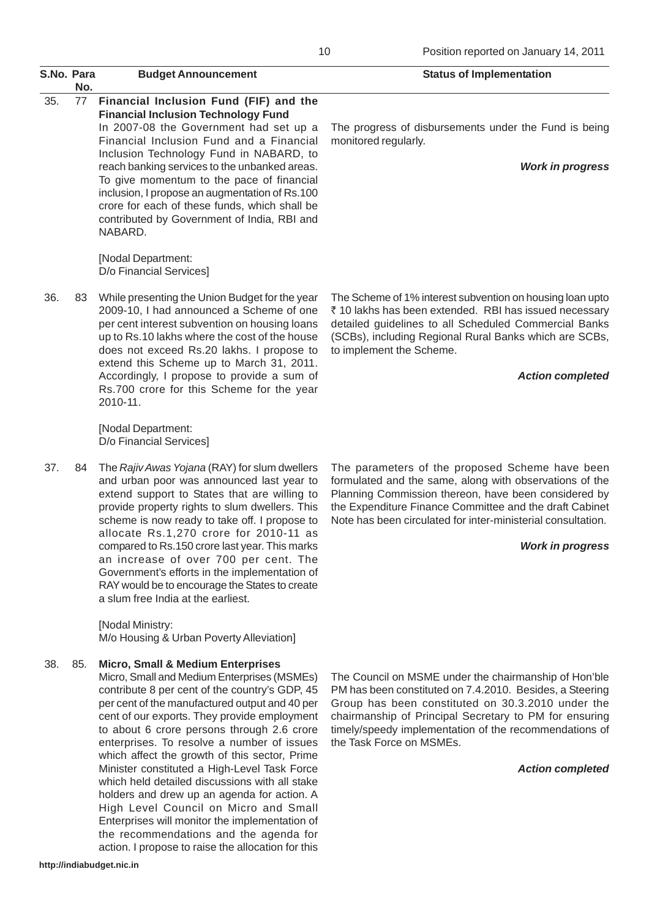| S.No. | Para No. | Budget Announcement | Status of Implementation |
|---|---|---|---|
| 35. | 77 | **Financial Inclusion Fund (FIF) and the Financial Inclusion Technology Fund**<br>In 2007-08 the Government had set up a Financial Inclusion Fund and a Financial Inclusion Technology Fund in NABARD, to reach banking services to the unbanked areas. To give momentum to the pace of financial inclusion, I propose an augmentation of Rs.100 crore for each of these funds, which shall be contributed by Government of India, RBI and NABARD.<br><br>[Nodal Department: D/o Financial Services] | The progress of disbursements under the Fund is being monitored regularly.<br><br>***Work in progress*** |
| 36. | 83 | While presenting the Union Budget for the year 2009-10, I had announced a Scheme of one per cent interest subvention on housing loans up to Rs.10 lakhs where the cost of the house does not exceed Rs.20 lakhs. I propose to extend this Scheme up to March 31, 2011. Accordingly, I propose to provide a sum of Rs.700 crore for this Scheme for the year 2010-11.<br><br>[Nodal Department: D/o Financial Services] | The Scheme of 1% interest subvention on housing loan upto ₹ 10 lakhs has been extended. RBI has issued necessary detailed guidelines to all Scheduled Commercial Banks (SCBs), including Regional Rural Banks which are SCBs, to implement the Scheme.<br><br>***Action completed*** |
| 37. | 84 | The *Rajiv Awas Yojana* (RAY) for slum dwellers and urban poor was announced last year to extend support to States that are willing to provide property rights to slum dwellers. This scheme is now ready to take off. I propose to allocate Rs.1,270 crore for 2010-11 as compared to Rs.150 crore last year. This marks an increase of over 700 per cent. The Government's efforts in the implementation of RAY would be to encourage the States to create a slum free India at the earliest.<br><br>[Nodal Ministry: M/o Housing & Urban Poverty Alleviation] | The parameters of the proposed Scheme have been formulated and the same, along with observations of the Planning Commission thereon, have been considered by the Expenditure Finance Committee and the draft Cabinet Note has been circulated for inter-ministerial consultation.<br><br>***Work in progress*** |
| 38. | 85. | **Micro, Small & Medium Enterprises**<br>Micro, Small and Medium Enterprises (MSMEs) contribute 8 per cent of the country's GDP, 45 per cent of the manufactured output and 40 per cent of our exports. They provide employment to about 6 crore persons through 2.6 crore enterprises. To resolve a number of issues which affect the growth of this sector, Prime Minister constituted a High-Level Task Force which held detailed discussions with all stake holders and drew up an agenda for action. A High Level Council on Micro and Small Enterprises will monitor the implementation of the recommendations and the agenda for action. I propose to raise the allocation for this | The Council on MSME under the chairmanship of Hon'ble PM has been constituted on 7.4.2010. Besides, a Steering Group has been constituted on 30.3.2010 under the chairmanship of Principal Secretary to PM for ensuring timely/speedy implementation of the recommendations of the Task Force on MSMEs.<br><br>***Action completed*** |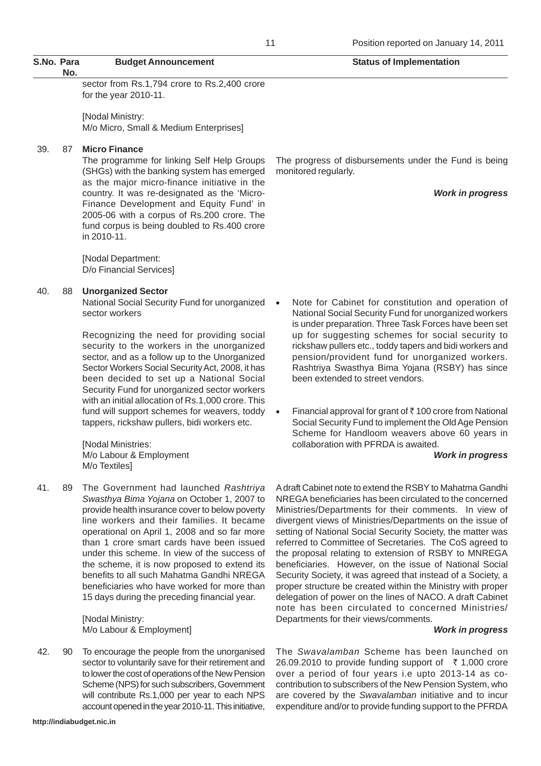| S.No. | Para No. | Budget Announcement | Status of Implementation |
|---|---|---|---|
| | | sector from Rs.1,794 crore to Rs.2,400 crore for the year 2010-11.<br><br>[Nodal Ministry: M/o Micro, Small & Medium Enterprises] | |
| 39. | 87 | **Micro Finance**<br>The programme for linking Self Help Groups (SHGs) with the banking system has emerged as the major micro-finance initiative in the country. It was re-designated as the 'Micro-Finance Development and Equity Fund' in 2005-06 with a corpus of Rs.200 crore. The fund corpus is being doubled to Rs.400 crore in 2010-11.<br><br>[Nodal Department: D/o Financial Services] | The progress of disbursements under the Fund is being monitored regularly.<br><br>***Work in progress*** |
| 40. | 88 | **Unorganized Sector**<br>National Social Security Fund for unorganized sector workers<br><br>Recognizing the need for providing social security to the workers in the unorganized sector, and as a follow up to the Unorganized Sector Workers Social Security Act, 2008, it has been decided to set up a National Social Security Fund for unorganized sector workers with an initial allocation of Rs.1,000 crore. This fund will support schemes for weavers, toddy tappers, rickshaw pullers, bidi workers etc.<br><br>[Nodal Ministries: M/o Labour & Employment M/o Textiles] | • Note for Cabinet for constitution and operation of National Social Security Fund for unorganized workers is under preparation. Three Task Forces have been set up for suggesting schemes for social security to rickshaw pullers etc., toddy tapers and bidi workers and pension/provident fund for unorganized workers. Rashtriya Swasthya Bima Yojana (RSBY) has since been extended to street vendors.<br><br>• Financial approval for grant of ₹ 100 crore from National Social Security Fund to implement the Old Age Pension Scheme for Handloom weavers above 60 years in collaboration with PFRDA is awaited.<br><br>***Work in progress*** |
| 41. | 89 | The Government had launched *Rashtriya Swasthya Bima Yojana* on October 1, 2007 to provide health insurance cover to below poverty line workers and their families. It became operational on April 1, 2008 and so far more than 1 crore smart cards have been issued under this scheme. In view of the success of the scheme, it is now proposed to extend its benefits to all such Mahatma Gandhi NREGA beneficiaries who have worked for more than 15 days during the preceding financial year.<br><br>[Nodal Ministry: M/o Labour & Employment] | A draft Cabinet note to extend the RSBY to Mahatma Gandhi NREGA beneficiaries has been circulated to the concerned Ministries/Departments for their comments. In view of divergent views of Ministries/Departments on the issue of setting of National Social Security Society, the matter was referred to Committee of Secretaries. The CoS agreed to the proposal relating to extension of RSBY to MNREGA beneficiaries. However, on the issue of National Social Security Society, it was agreed that instead of a Society, a proper structure be created within the Ministry with proper delegation of power on the lines of NACO. A draft Cabinet note has been circulated to concerned Ministries/ Departments for their views/comments.<br><br>***Work in progress*** |
| 42. | 90 | To encourage the people from the unorganised sector to voluntarily save for their retirement and to lower the cost of operations of the New Pension Scheme (NPS) for such subscribers, Government will contribute Rs.1,000 per year to each NPS account opened in the year 2010-11. This initiative, | The *Swavalamban* Scheme has been launched on 26.09.2010 to provide funding support of ₹ 1,000 crore over a period of four years i.e upto 2013-14 as co-contribution to subscribers of the New Pension System, who are covered by the *Swavalamban* initiative and to incur expenditure and/or to provide funding support to the PFRDA |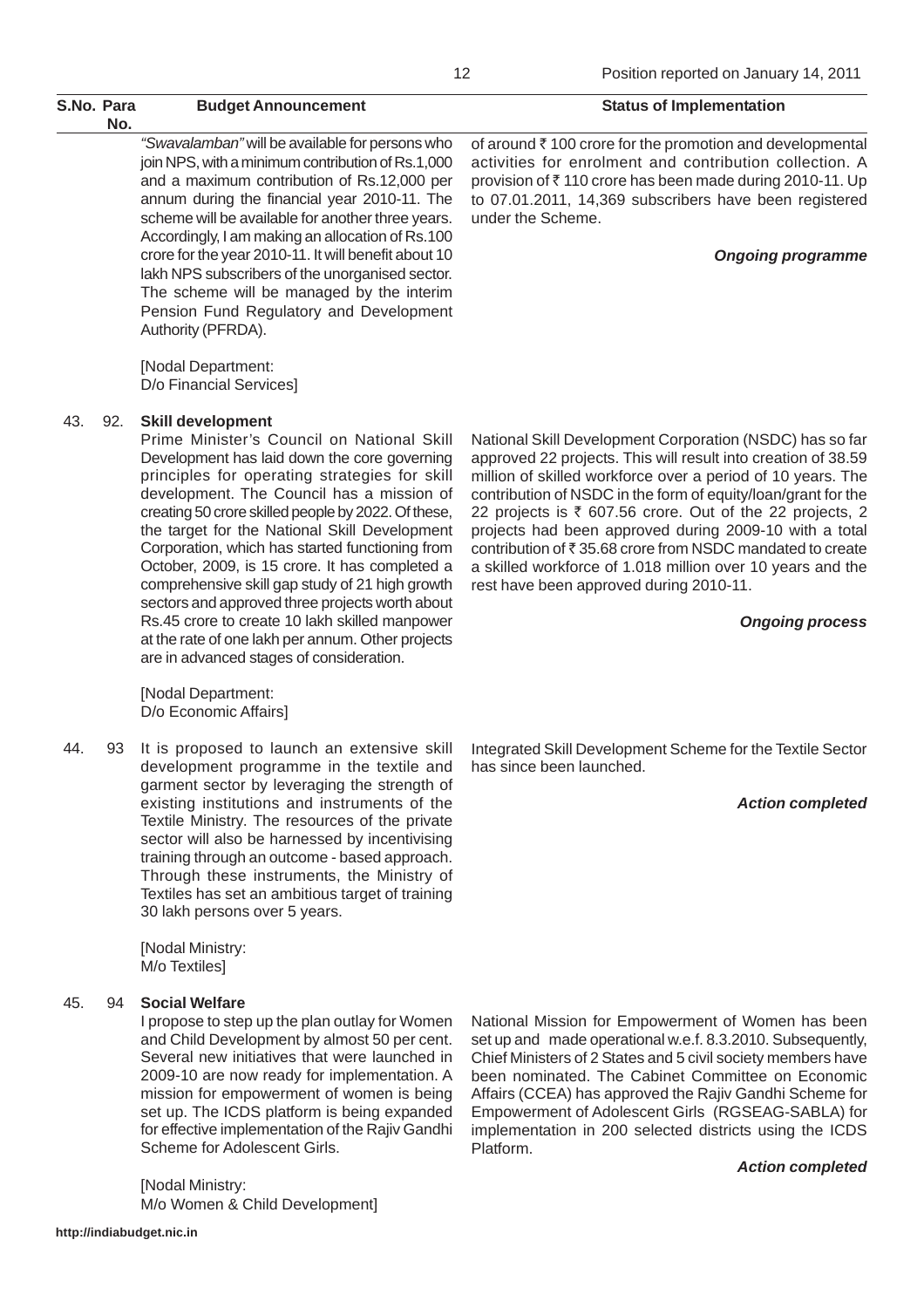| S.No. | Para No. | Budget Announcement | Status of Implementation |
|---|---|---|---|
| | | *"Swavalamban"* will be available for persons who join NPS, with a minimum contribution of Rs.1,000 and a maximum contribution of Rs.12,000 per annum during the financial year 2010-11. The scheme will be available for another three years. Accordingly, I am making an allocation of Rs.100 crore for the year 2010-11. It will benefit about 10 lakh NPS subscribers of the unorganised sector. The scheme will be managed by the interim Pension Fund Regulatory and Development Authority (PFRDA).<br><br>[Nodal Department: D/o Financial Services] | of around ₹ 100 crore for the promotion and developmental activities for enrolment and contribution collection. A provision of ₹ 110 crore has been made during 2010-11. Up to 07.01.2011, 14,369 subscribers have been registered under the Scheme.<br><br>***Ongoing programme*** |
| 43. | 92. | **Skill development**<br>Prime Minister's Council on National Skill Development has laid down the core governing principles for operating strategies for skill development. The Council has a mission of creating 50 crore skilled people by 2022. Of these, the target for the National Skill Development Corporation, which has started functioning from October, 2009, is 15 crore. It has completed a comprehensive skill gap study of 21 high growth sectors and approved three projects worth about Rs.45 crore to create 10 lakh skilled manpower at the rate of one lakh per annum. Other projects are in advanced stages of consideration.<br><br>[Nodal Department: D/o Economic Affairs] | National Skill Development Corporation (NSDC) has so far approved 22 projects. This will result into creation of 38.59 million of skilled workforce over a period of 10 years. The contribution of NSDC in the form of equity/loan/grant for the 22 projects is ₹ 607.56 crore. Out of the 22 projects, 2 projects had been approved during 2009-10 with a total contribution of ₹ 35.68 crore from NSDC mandated to create a skilled workforce of 1.018 million over 10 years and the rest have been approved during 2010-11.<br><br>***Ongoing process*** |
| 44. | 93 | It is proposed to launch an extensive skill development programme in the textile and garment sector by leveraging the strength of existing institutions and instruments of the Textile Ministry. The resources of the private sector will also be harnessed by incentivising training through an outcome - based approach. Through these instruments, the Ministry of Textiles has set an ambitious target of training 30 lakh persons over 5 years.<br><br>[Nodal Ministry: M/o Textiles] | Integrated Skill Development Scheme for the Textile Sector has since been launched.<br><br>***Action completed*** |
| 45. | 94 | **Social Welfare**<br>I propose to step up the plan outlay for Women and Child Development by almost 50 per cent. Several new initiatives that were launched in 2009-10 are now ready for implementation. A mission for empowerment of women is being set up. The ICDS platform is being expanded for effective implementation of the Rajiv Gandhi Scheme for Adolescent Girls.<br><br>[Nodal Ministry: M/o Women & Child Development] | National Mission for Empowerment of Women has been set up and made operational w.e.f. 8.3.2010. Subsequently, Chief Ministers of 2 States and 5 civil society members have been nominated. The Cabinet Committee on Economic Affairs (CCEA) has approved the Rajiv Gandhi Scheme for Empowerment of Adolescent Girls (RGSEAG-SABLA) for implementation in 200 selected districts using the ICDS Platform.<br><br>***Action completed*** |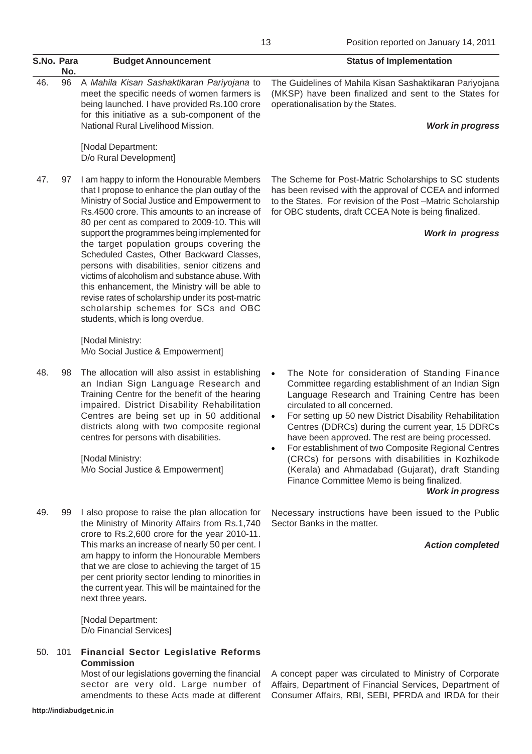| S.No. | Para No. | Budget Announcement | Status of Implementation |
|---|---|---|---|
| 46. | 96 | A *Mahila Kisan Sashaktikaran Pariyojana* to meet the specific needs of women farmers is being launched. I have provided Rs.100 crore for this initiative as a sub-component of the National Rural Livelihood Mission.<br><br>[Nodal Department:<br>D/o Rural Development] | The Guidelines of Mahila Kisan Sashaktikaran Pariyojana (MKSP) have been finalized and sent to the States for operationalisation by the States.<br><br>***Work in progress*** |
| 47. | 97 | I am happy to inform the Honourable Members that I propose to enhance the plan outlay of the Ministry of Social Justice and Empowerment to Rs.4500 crore. This amounts to an increase of 80 per cent as compared to 2009-10. This will support the programmes being implemented for the target population groups covering the Scheduled Castes, Other Backward Classes, persons with disabilities, senior citizens and victims of alcoholism and substance abuse. With this enhancement, the Ministry will be able to revise rates of scholarship under its post-matric scholarship schemes for SCs and OBC students, which is long overdue.<br><br>[Nodal Ministry:<br>M/o Social Justice & Empowerment] | The Scheme for Post-Matric Scholarships to SC students has been revised with the approval of CCEA and informed to the States. For revision of the Post –Matric Scholarship for OBC students, draft CCEA Note is being finalized.<br><br>***Work in progress*** |
| 48. | 98 | The allocation will also assist in establishing an Indian Sign Language Research and Training Centre for the benefit of the hearing impaired. District Disability Rehabilitation Centres are being set up in 50 additional districts along with two composite regional centres for persons with disabilities.<br><br>[Nodal Ministry:<br>M/o Social Justice & Empowerment] | • The Note for consideration of Standing Finance Committee regarding establishment of an Indian Sign Language Research and Training Centre has been circulated to all concerned.<br>• For setting up 50 new District Disability Rehabilitation Centres (DDRCs) during the current year, 15 DDRCs have been approved. The rest are being processed.<br>• For establishment of two Composite Regional Centres (CRCs) for persons with disabilities in Kozhikode (Kerala) and Ahmadabad (Gujarat), draft Standing Finance Committee Memo is being finalized.<br><br>***Work in progress*** |
| 49. | 99 | I also propose to raise the plan allocation for the Ministry of Minority Affairs from Rs.1,740 crore to Rs.2,600 crore for the year 2010-11. This marks an increase of nearly 50 per cent. I am happy to inform the Honourable Members that we are close to achieving the target of 15 per cent priority sector lending to minorities in the current year. This will be maintained for the next three years.<br><br>[Nodal Department:<br>D/o Financial Services] | Necessary instructions have been issued to the Public Sector Banks in the matter.<br><br>***Action completed*** |
| 50. | 101 | **Financial Sector Legislative Reforms Commission**<br>Most of our legislations governing the financial sector are very old. Large number of amendments to these Acts made at different | A concept paper was circulated to Ministry of Corporate Affairs, Department of Financial Services, Department of Consumer Affairs, RBI, SEBI, PFRDA and IRDA for their |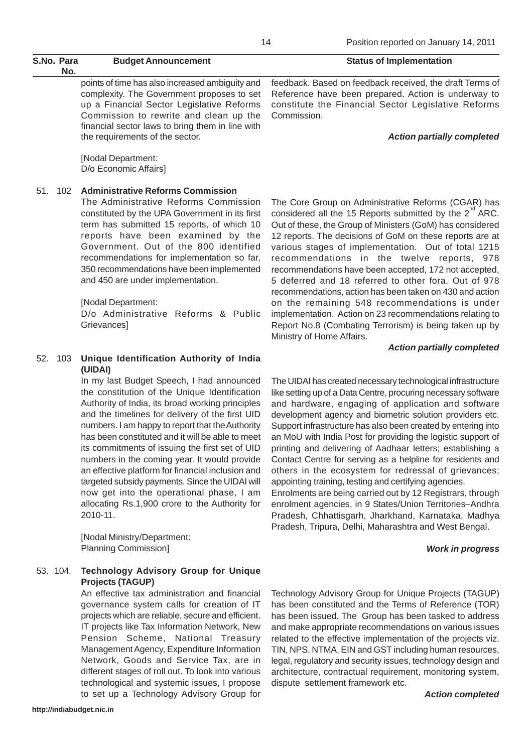| S.No. | Para No. | Budget Announcement | Status of Implementation |
|---|---|---|---|
| | | points of time has also increased ambiguity and complexity. The Government proposes to set up a Financial Sector Legislative Reforms Commission to rewrite and clean up the financial sector laws to bring them in line with the requirements of the sector.<br><br>[Nodal Department: D/o Economic Affairs] | feedback. Based on feedback received, the draft Terms of Reference have been prepared. Action is underway to constitute the Financial Sector Legislative Reforms Commission.<br><br>***Action partially completed*** |
| 51. | 102 | **Administrative Reforms Commission**<br>The Administrative Reforms Commission constituted by the UPA Government in its first term has submitted 15 reports, of which 10 reports have been examined by the Government. Out of the 800 identified recommendations for implementation so far, 350 recommendations have been implemented and 450 are under implementation.<br><br>[Nodal Department: D/o Administrative Reforms & Public Grievances] | The Core Group on Administrative Reforms (CGAR) has considered all the 15 Reports submitted by the 2nd ARC. Out of these, the Group of Ministers (GoM) has considered 12 reports. The decisions of GoM on these reports are at various stages of implementation. Out of total 1215 recommendations in the twelve reports, 978 recommendations have been accepted, 172 not accepted, 5 deferred and 18 referred to other fora. Out of 978 recommendations, action has been taken on 430 and action on the remaining 548 recommendations is under implementation. Action on 23 recommendations relating to Report No.8 (Combating Terrorism) is being taken up by Ministry of Home Affairs.<br><br>***Action partially completed*** |
| 52. | 103 | **Unique Identification Authority of India (UIDAI)**<br>In my last Budget Speech, I had announced the constitution of the Unique Identification Authority of India, its broad working principles and the timelines for delivery of the first UID numbers. I am happy to report that the Authority has been constituted and it will be able to meet its commitments of issuing the first set of UID numbers in the coming year. It would provide an effective platform for financial inclusion and targeted subsidy payments. Since the UIDAI will now get into the operational phase, I am allocating Rs.1,900 crore to the Authority for 2010-11.<br><br>[Nodal Ministry/Department: Planning Commission] | The UIDAI has created necessary technological infrastructure like setting up of a Data Centre, procuring necessary software and hardware, engaging of application and software development agency and biometric solution providers etc. Support infrastructure has also been created by entering into an MoU with India Post for providing the logistic support of printing and delivering of Aadhaar letters; establishing a Contact Centre for serving as a helpline for residents and others in the ecosystem for redressal of grievances; appointing training, testing and certifying agencies.<br>Enrolments are being carried out by 12 Registrars, through enrolment agencies, in 9 States/Union Territories–Andhra Pradesh, Chhattisgarh, Jharkhand, Karnataka, Madhya Pradesh, Tripura, Delhi, Maharashtra and West Bengal.<br><br>***Work in progress*** |
| 53. | 104. | **Technology Advisory Group for Unique Projects (TAGUP)**<br>An effective tax administration and financial governance system calls for creation of IT projects which are reliable, secure and efficient. IT projects like Tax Information Network, New Pension Scheme, National Treasury Management Agency, Expenditure Information Network, Goods and Service Tax, are in different stages of roll out. To look into various technological and systemic issues, I propose to set up a Technology Advisory Group for | Technology Advisory Group for Unique Projects (TAGUP) has been constituted and the Terms of Reference (TOR) has been issued. The Group has been tasked to address and make appropriate recommendations on various issues related to the effective implementation of the projects viz. TIN, NPS, NTMA, EIN and GST including human resources, legal, regulatory and security issues, technology design and architecture, contractual requirement, monitoring system, dispute settlement framework etc.<br><br>***Action completed*** |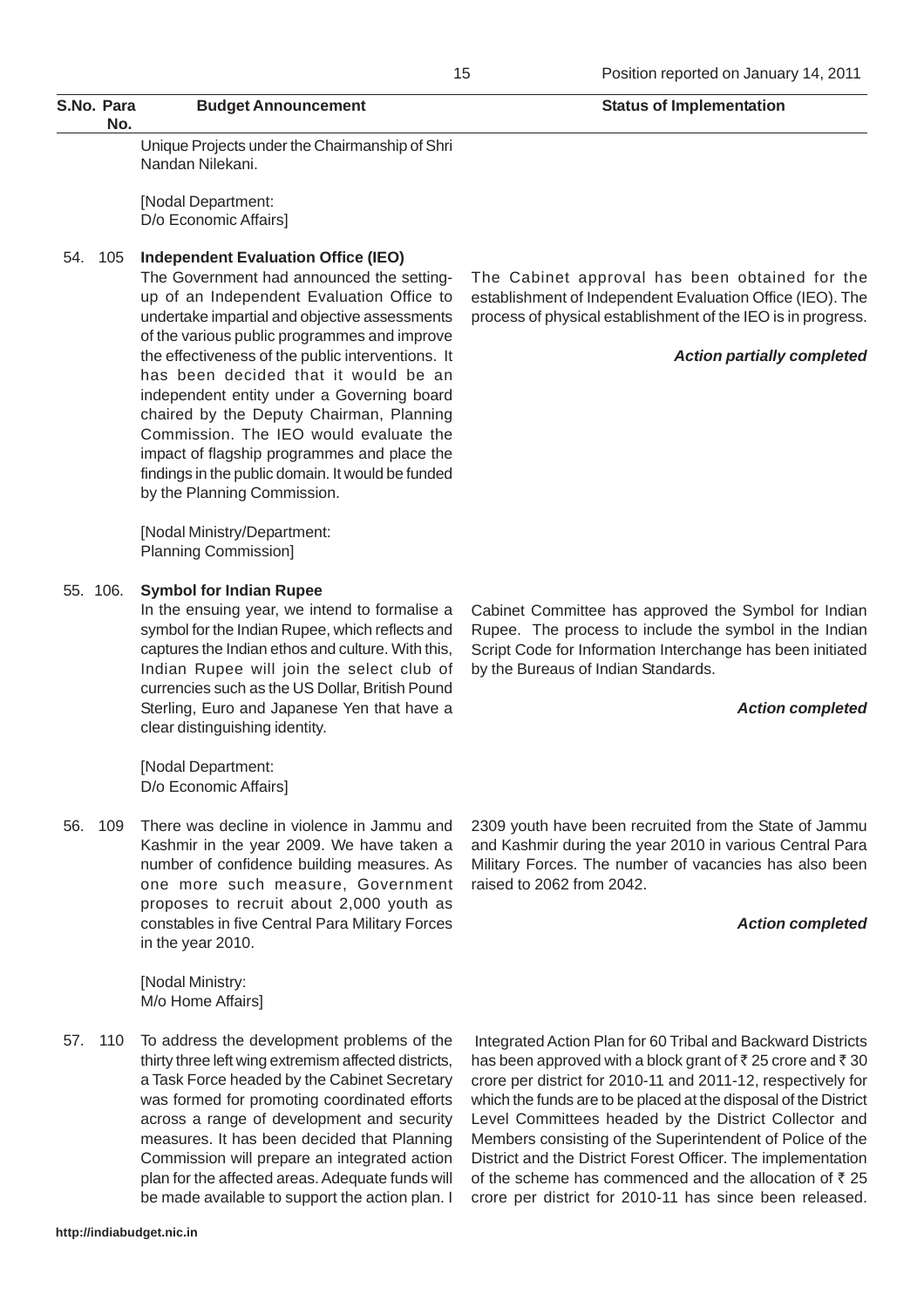| S.No. | Para No. | Budget Announcement | Status of Implementation |
|---|---|---|---|
| | | Unique Projects under the Chairmanship of Shri Nandan Nilekani.<br><br>[Nodal Department: D/o Economic Affairs] | |
| 54. | 105 | **Independent Evaluation Office (IEO)**<br>The Government had announced the setting-up of an Independent Evaluation Office to undertake impartial and objective assessments of the various public programmes and improve the effectiveness of the public interventions. It has been decided that it would be an independent entity under a Governing board chaired by the Deputy Chairman, Planning Commission. The IEO would evaluate the impact of flagship programmes and place the findings in the public domain. It would be funded by the Planning Commission.<br><br>[Nodal Ministry/Department: Planning Commission] | The Cabinet approval has been obtained for the establishment of Independent Evaluation Office (IEO). The process of physical establishment of the IEO is in progress.<br><br>***Action partially completed*** |
| 55. | 106. | **Symbol for Indian Rupee**<br>In the ensuing year, we intend to formalise a symbol for the Indian Rupee, which reflects and captures the Indian ethos and culture. With this, Indian Rupee will join the select club of currencies such as the US Dollar, British Pound Sterling, Euro and Japanese Yen that have a clear distinguishing identity.<br><br>[Nodal Department: D/o Economic Affairs] | Cabinet Committee has approved the Symbol for Indian Rupee. The process to include the symbol in the Indian Script Code for Information Interchange has been initiated by the Bureaus of Indian Standards.<br><br>***Action completed*** |
| 56. | 109 | There was decline in violence in Jammu and Kashmir in the year 2009. We have taken a number of confidence building measures. As one more such measure, Government proposes to recruit about 2,000 youth as constables in five Central Para Military Forces in the year 2010.<br><br>[Nodal Ministry: M/o Home Affairs] | 2309 youth have been recruited from the State of Jammu and Kashmir during the year 2010 in various Central Para Military Forces. The number of vacancies has also been raised to 2062 from 2042.<br><br>***Action completed*** |
| 57. | 110 | To address the development problems of the thirty three left wing extremism affected districts, a Task Force headed by the Cabinet Secretary was formed for promoting coordinated efforts across a range of development and security measures. It has been decided that Planning Commission will prepare an integrated action plan for the affected areas. Adequate funds will be made available to support the action plan. I | Integrated Action Plan for 60 Tribal and Backward Districts has been approved with a block grant of ₹ 25 crore and ₹ 30 crore per district for 2010-11 and 2011-12, respectively for which the funds are to be placed at the disposal of the District Level Committees headed by the District Collector and Members consisting of the Superintendent of Police of the District and the District Forest Officer. The implementation of the scheme has commenced and the allocation of ₹ 25 crore per district for 2010-11 has since been released. |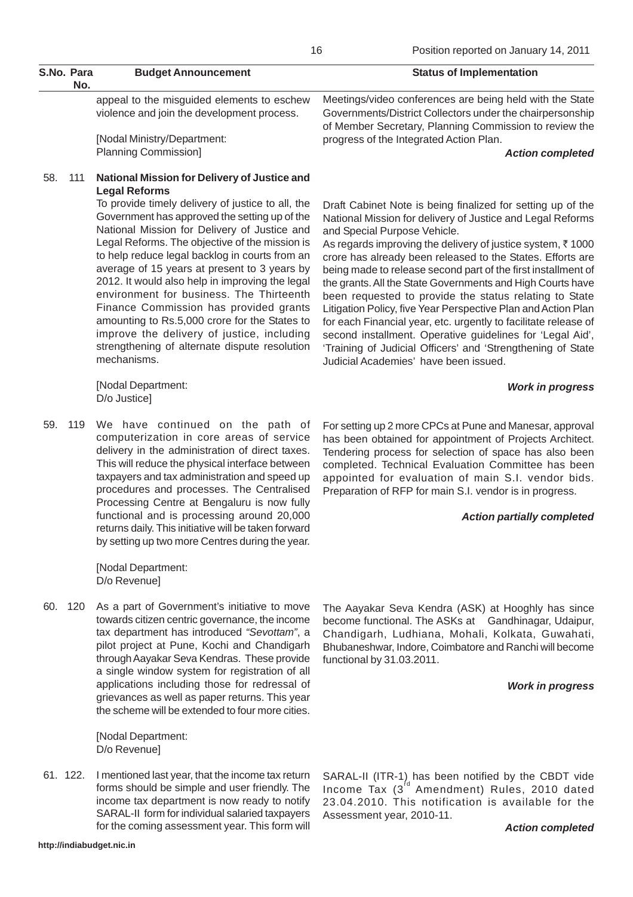| S.No. | Para No. | Budget Announcement | Status of Implementation |
|---|---|---|---|
| | | appeal to the misguided elements to eschew violence and join the development process.<br><br>[Nodal Ministry/Department: Planning Commission] | Meetings/video conferences are being held with the State Governments/District Collectors under the chairpersonship of Member Secretary, Planning Commission to review the progress of the Integrated Action Plan.<br><br>***Action completed*** |
| 58. | 111 | **National Mission for Delivery of Justice and Legal Reforms**<br>To provide timely delivery of justice to all, the Government has approved the setting up of the National Mission for Delivery of Justice and Legal Reforms. The objective of the mission is to help reduce legal backlog in courts from an average of 15 years at present to 3 years by 2012. It would also help in improving the legal environment for business. The Thirteenth Finance Commission has provided grants amounting to Rs.5,000 crore for the States to improve the delivery of justice, including strengthening of alternate dispute resolution mechanisms.<br><br>[Nodal Department: D/o Justice] | Draft Cabinet Note is being finalized for setting up of the National Mission for delivery of Justice and Legal Reforms and Special Purpose Vehicle.<br>As regards improving the delivery of justice system, ₹ 1000 crore has already been released to the States. Efforts are being made to release second part of the first installment of the grants. All the State Governments and High Courts have been requested to provide the status relating to State Litigation Policy, five Year Perspective Plan and Action Plan for each Financial year, etc. urgently to facilitate release of second installment. Operative guidelines for 'Legal Aid', 'Training of Judicial Officers' and 'Strengthening of State Judicial Academies' have been issued.<br><br>***Work in progress*** |
| 59. | 119 | We have continued on the path of computerization in core areas of service delivery in the administration of direct taxes. This will reduce the physical interface between taxpayers and tax administration and speed up procedures and processes. The Centralised Processing Centre at Bengaluru is now fully functional and is processing around 20,000 returns daily. This initiative will be taken forward by setting up two more Centres during the year.<br><br>[Nodal Department: D/o Revenue] | For setting up 2 more CPCs at Pune and Manesar, approval has been obtained for appointment of Projects Architect. Tendering process for selection of space has also been completed. Technical Evaluation Committee has been appointed for evaluation of main S.I. vendor bids. Preparation of RFP for main S.I. vendor is in progress.<br><br>***Action partially completed*** |
| 60. | 120 | As a part of Government's initiative to move towards citizen centric governance, the income tax department has introduced *"Sevottam"*, a pilot project at Pune, Kochi and Chandigarh through Aayakar Seva Kendras. These provide a single window system for registration of all applications including those for redressal of grievances as well as paper returns. This year the scheme will be extended to four more cities.<br><br>[Nodal Department: D/o Revenue] | The Aayakar Seva Kendra (ASK) at Hooghly has since become functional. The ASKs at Gandhinagar, Udaipur, Chandigarh, Ludhiana, Mohali, Kolkata, Guwahati, Bhubaneshwar, Indore, Coimbatore and Ranchi will become functional by 31.03.2011.<br><br>***Work in progress*** |
| 61. | 122. | I mentioned last year, that the income tax return forms should be simple and user friendly. The income tax department is now ready to notify SARAL-II form for individual salaried taxpayers for the coming assessment year. This form will | SARAL-II (ITR-1) has been notified by the CBDT vide Income Tax (3rd Amendment) Rules, 2010 dated 23.04.2010. This notification is available for the Assessment year, 2010-11.<br><br>***Action completed*** |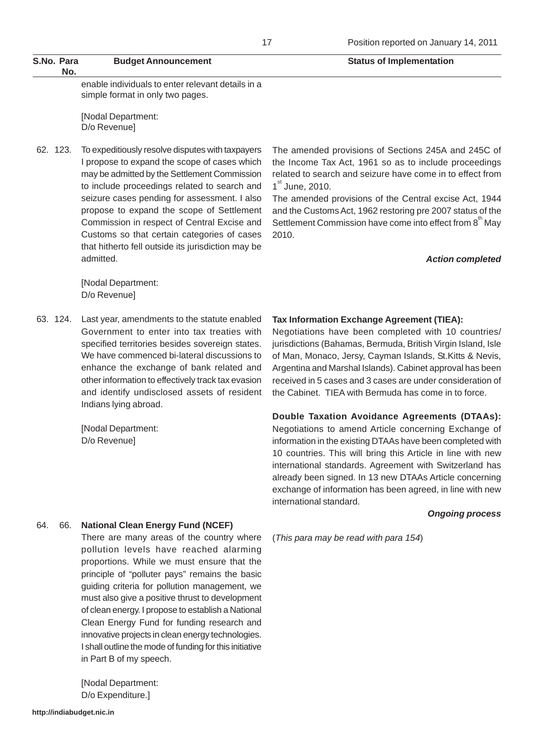| S.No. | Para No. | Budget Announcement | Status of Implementation |
|---|---|---|---|
| | | enable individuals to enter relevant details in a simple format in only two pages.<br><br>[Nodal Department: D/o Revenue] | |
| 62. | 123. | To expeditiously resolve disputes with taxpayers I propose to expand the scope of cases which may be admitted by the Settlement Commission to include proceedings related to search and seizure cases pending for assessment. I also propose to expand the scope of Settlement Commission in respect of Central Excise and Customs so that certain categories of cases that hitherto fell outside its jurisdiction may be admitted.<br><br>[Nodal Department: D/o Revenue] | The amended provisions of Sections 245A and 245C of the Income Tax Act, 1961 so as to include proceedings related to search and seizure have come in to effect from 1st June, 2010.<br>The amended provisions of the Central excise Act, 1944 and the Customs Act, 1962 restoring pre 2007 status of the Settlement Commission have come into effect from 8th May 2010.<br><br>***Action completed*** |
| 63. | 124. | Last year, amendments to the statute enabled Government to enter into tax treaties with specified territories besides sovereign states. We have commenced bi-lateral discussions to enhance the exchange of bank related and other information to effectively track tax evasion and identify undisclosed assets of resident Indians lying abroad.<br><br>[Nodal Department: D/o Revenue] | **Tax Information Exchange Agreement (TIEA):**<br>Negotiations have been completed with 10 countries/ jurisdictions (Bahamas, Bermuda, British Virgin Island, Isle of Man, Monaco, Jersy, Cayman Islands, St.Kitts & Nevis, Argentina and Marshal Islands). Cabinet approval has been received in 5 cases and 3 cases are under consideration of the Cabinet. TIEA with Bermuda has come in to force.<br><br>**Double Taxation Avoidance Agreements (DTAAs):**<br>Negotiations to amend Article concerning Exchange of information in the existing DTAAs have been completed with 10 countries. This will bring this Article in line with new international standards. Agreement with Switzerland has already been signed. In 13 new DTAAs Article concerning exchange of information has been agreed, in line with new international standard.<br><br>***Ongoing process*** |
| 64. | 66. | **National Clean Energy Fund (NCEF)**<br>There are many areas of the country where pollution levels have reached alarming proportions. While we must ensure that the principle of "polluter pays" remains the basic guiding criteria for pollution management, we must also give a positive thrust to development of clean energy. I propose to establish a National Clean Energy Fund for funding research and innovative projects in clean energy technologies. I shall outline the mode of funding for this initiative in Part B of my speech.<br><br>[Nodal Department: D/o Expenditure.] | (*This para may be read with para 154*) |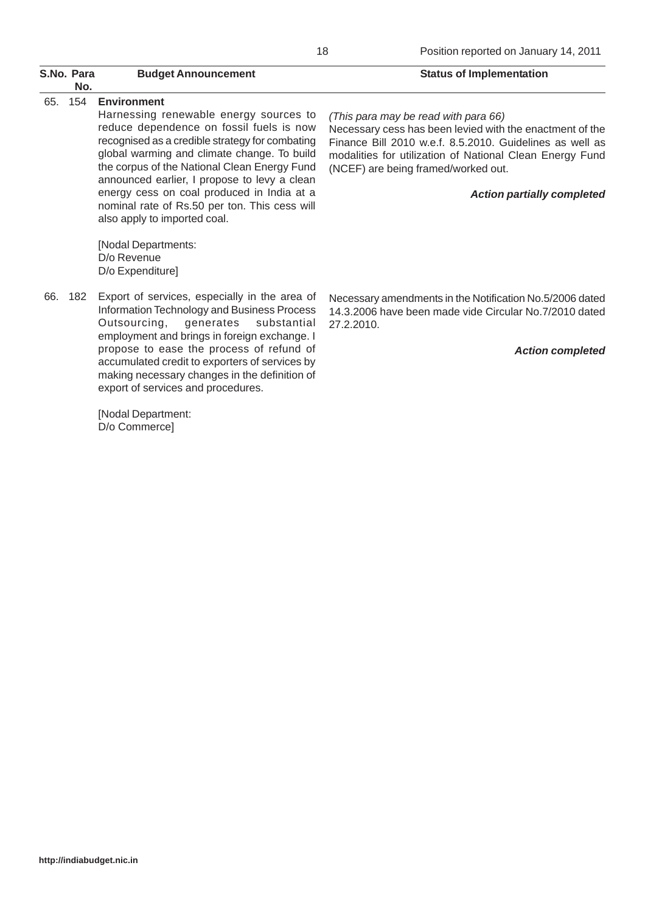| S.No. | Para No. | Budget Announcement | Status of Implementation |
|---|---|---|---|
| 65. | 154 | **Environment**<br>Harnessing renewable energy sources to reduce dependence on fossil fuels is now recognised as a credible strategy for combating global warming and climate change. To build the corpus of the National Clean Energy Fund announced earlier, I propose to levy a clean energy cess on coal produced in India at a nominal rate of Rs.50 per ton. This cess will also apply to imported coal.<br><br>[Nodal Departments:<br>D/o Revenue<br>D/o Expenditure] | *(This para may be read with para 66)*<br>Necessary cess has been levied with the enactment of the Finance Bill 2010 w.e.f. 8.5.2010. Guidelines as well as modalities for utilization of National Clean Energy Fund (NCEF) are being framed/worked out.<br><br>***Action partially completed*** |
| 66. | 182 | Export of services, especially in the area of Information Technology and Business Process Outsourcing, generates substantial employment and brings in foreign exchange. I propose to ease the process of refund of accumulated credit to exporters of services by making necessary changes in the definition of export of services and procedures.<br><br>[Nodal Department:<br>D/o Commerce] | Necessary amendments in the Notification No.5/2006 dated 14.3.2006 have been made vide Circular No.7/2010 dated 27.2.2010.<br><br>***Action completed*** |